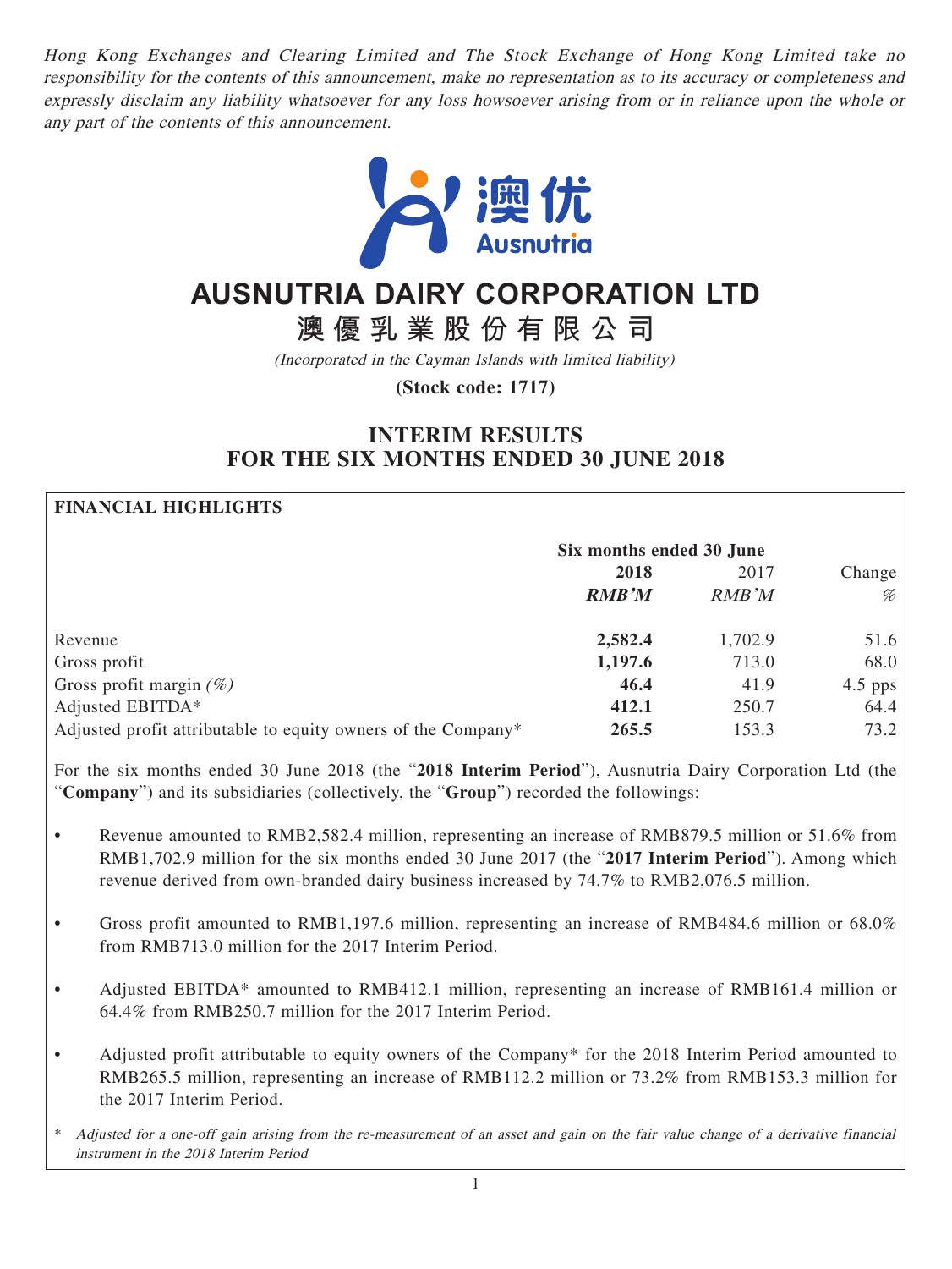*Hong Kong Exchanges and Clearing Limited and The Stock Exchange of Hong Kong Limited take no responsibility for the contents of this announcement, make no representation as to its accuracy or completeness and expressly disclaim any liability whatsoever for any loss howsoever arising from or in reliance upon the whole or any part of the contents of this announcement.*

澳优
Ausnutria

# AUSNUTRIA DAIRY CORPORATION LTD

# 澳優乳業股份有限公司

*(Incorporated in the Cayman Islands with limited liability)*

**(Stock code: 1717)**

## INTERIM RESULTS FOR THE SIX MONTHS ENDED 30 JUNE 2018

### FINANCIAL HIGHLIGHTS

| | Six months ended 30 June | | |
|---|---|---|---|
| | **2018** | 2017 | Change |
| | ***RMB'M*** | *RMB'M* | *%* |
| Revenue | **2,582.4** | 1,702.9 | 51.6 |
| Gross profit | **1,197.6** | 713.0 | 68.0 |
| Gross profit margin *(%)* | **46.4** | 41.9 | 4.5 pps |
| Adjusted EBITDA* | **412.1** | 250.7 | 64.4 |
| Adjusted profit attributable to equity owners of the Company* | **265.5** | 153.3 | 73.2 |

For the six months ended 30 June 2018 (the "**2018 Interim Period**"), Ausnutria Dairy Corporation Ltd (the "**Company**") and its subsidiaries (collectively, the "**Group**") recorded the followings:

- Revenue amounted to RMB2,582.4 million, representing an increase of RMB879.5 million or 51.6% from RMB1,702.9 million for the six months ended 30 June 2017 (the "**2017 Interim Period**"). Among which revenue derived from own-branded dairy business increased by 74.7% to RMB2,076.5 million.
- Gross profit amounted to RMB1,197.6 million, representing an increase of RMB484.6 million or 68.0% from RMB713.0 million for the 2017 Interim Period.
- Adjusted EBITDA* amounted to RMB412.1 million, representing an increase of RMB161.4 million or 64.4% from RMB250.7 million for the 2017 Interim Period.
- Adjusted profit attributable to equity owners of the Company* for the 2018 Interim Period amounted to RMB265.5 million, representing an increase of RMB112.2 million or 73.2% from RMB153.3 million for the 2017 Interim Period.

\* *Adjusted for a one-off gain arising from the re-measurement of an asset and gain on the fair value change of a derivative financial instrument in the 2018 Interim Period*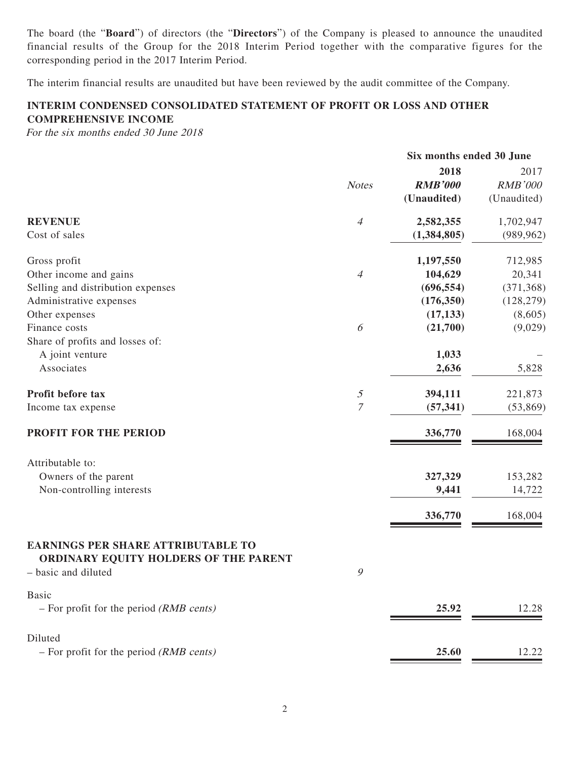The board (the "**Board**") of directors (the "**Directors**") of the Company is pleased to announce the unaudited financial results of the Group for the 2018 Interim Period together with the comparative figures for the corresponding period in the 2017 Interim Period.

The interim financial results are unaudited but have been reviewed by the audit committee of the Company.

## INTERIM CONDENSED CONSOLIDATED STATEMENT OF PROFIT OR LOSS AND OTHER COMPREHENSIVE INCOME

*For the six months ended 30 June 2018*

| | | Six months ended 30 June | |
|---|---|---|---|
| | | **2018** | 2017 |
| | *Notes* | ***RMB'000*** | *RMB'000* |
| | | **(Unaudited)** | (Unaudited) |
| **REVENUE** | *4* | **2,582,355** | 1,702,947 |
| Cost of sales | | **(1,384,805)** | (989,962) |
| Gross profit | | **1,197,550** | 712,985 |
| Other income and gains | *4* | **104,629** | 20,341 |
| Selling and distribution expenses | | **(696,554)** | (371,368) |
| Administrative expenses | | **(176,350)** | (128,279) |
| Other expenses | | **(17,133)** | (8,605) |
| Finance costs | *6* | **(21,700)** | (9,029) |
| Share of profits and losses of: | | | |
| A joint venture | | **1,033** | – |
| Associates | | **2,636** | 5,828 |
| **Profit before tax** | *5* | **394,111** | 221,873 |
| Income tax expense | *7* | **(57,341)** | (53,869) |
| **PROFIT FOR THE PERIOD** | | **336,770** | 168,004 |
| Attributable to: | | | |
| Owners of the parent | | **327,329** | 153,282 |
| Non-controlling interests | | **9,441** | 14,722 |
| | | **336,770** | 168,004 |
| **EARNINGS PER SHARE ATTRIBUTABLE TO ORDINARY EQUITY HOLDERS OF THE PARENT** | | | |
| – basic and diluted | *9* | | |
| Basic | | | |
| – For profit for the period *(RMB cents)* | | **25.92** | 12.28 |
| Diluted | | | |
| – For profit for the period *(RMB cents)* | | **25.60** | 12.22 |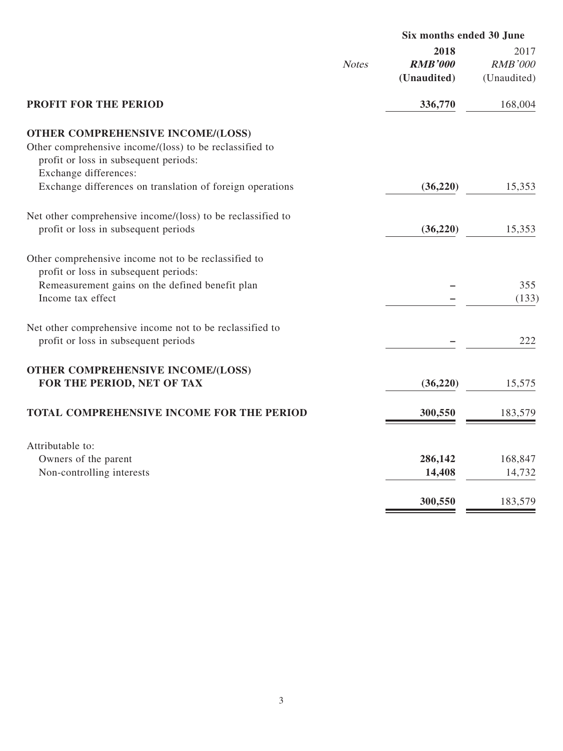| | Notes | Six months ended 30 June | |
|---|---|---|---|
| | | **2018** | 2017 |
| | | ***RMB'000*** | *RMB'000* |
| | | **(Unaudited)** | (Unaudited) |
| **PROFIT FOR THE PERIOD** | | **336,770** | 168,004 |
| **OTHER COMPREHENSIVE INCOME/(LOSS)** | | | |
| Other comprehensive income/(loss) to be reclassified to profit or loss in subsequent periods: | | | |
| Exchange differences: | | | |
| Exchange differences on translation of foreign operations | | **(36,220)** | 15,353 |
| Net other comprehensive income/(loss) to be reclassified to profit or loss in subsequent periods | | **(36,220)** | 15,353 |
| Other comprehensive income not to be reclassified to profit or loss in subsequent periods: | | | |
| Remeasurement gains on the defined benefit plan | | **–** | 355 |
| Income tax effect | | **–** | (133) |
| Net other comprehensive income not to be reclassified to profit or loss in subsequent periods | | **–** | 222 |
| **OTHER COMPREHENSIVE INCOME/(LOSS) FOR THE PERIOD, NET OF TAX** | | **(36,220)** | 15,575 |
| **TOTAL COMPREHENSIVE INCOME FOR THE PERIOD** | | **300,550** | 183,579 |
| Attributable to: | | | |
| Owners of the parent | | **286,142** | 168,847 |
| Non-controlling interests | | **14,408** | 14,732 |
| | | **300,550** | 183,579 |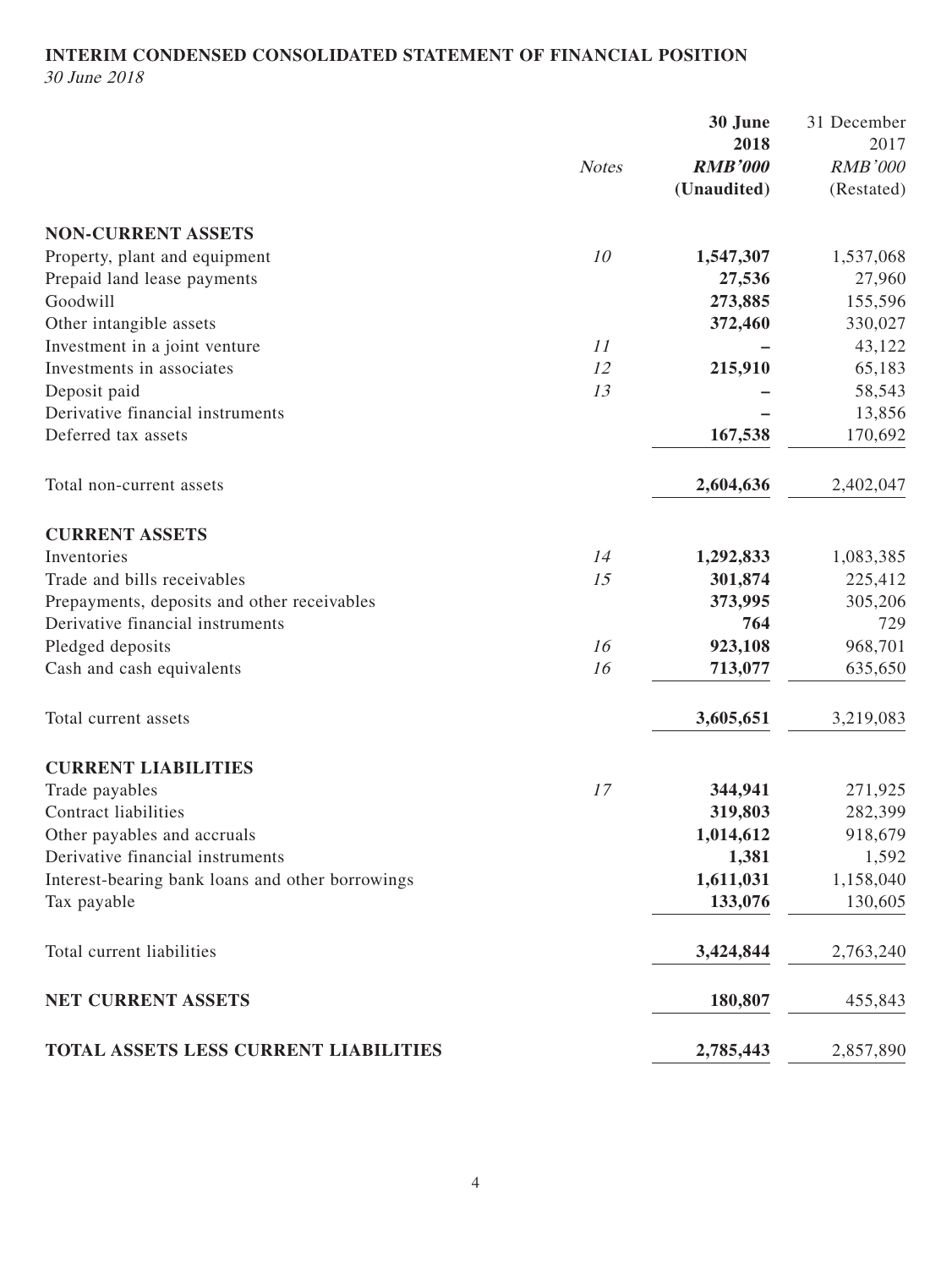## INTERIM CONDENSED CONSOLIDATED STATEMENT OF FINANCIAL POSITION

*30 June 2018*

| | *Notes* | **30 June 2018** | 31 December 2017 |
|---|---|---|---|
| | | ***RMB'000*** | *RMB'000* |
| | | **(Unaudited)** | (Restated) |
| **NON-CURRENT ASSETS** | | | |
| Property, plant and equipment | *10* | **1,547,307** | 1,537,068 |
| Prepaid land lease payments | | **27,536** | 27,960 |
| Goodwill | | **273,885** | 155,596 |
| Other intangible assets | | **372,460** | 330,027 |
| Investment in a joint venture | *11* | **–** | 43,122 |
| Investments in associates | *12* | **215,910** | 65,183 |
| Deposit paid | *13* | **–** | 58,543 |
| Derivative financial instruments | | **–** | 13,856 |
| Deferred tax assets | | **167,538** | 170,692 |
| Total non-current assets | | **2,604,636** | 2,402,047 |
| **CURRENT ASSETS** | | | |
| Inventories | *14* | **1,292,833** | 1,083,385 |
| Trade and bills receivables | *15* | **301,874** | 225,412 |
| Prepayments, deposits and other receivables | | **373,995** | 305,206 |
| Derivative financial instruments | | **764** | 729 |
| Pledged deposits | *16* | **923,108** | 968,701 |
| Cash and cash equivalents | *16* | **713,077** | 635,650 |
| Total current assets | | **3,605,651** | 3,219,083 |
| **CURRENT LIABILITIES** | | | |
| Trade payables | *17* | **344,941** | 271,925 |
| Contract liabilities | | **319,803** | 282,399 |
| Other payables and accruals | | **1,014,612** | 918,679 |
| Derivative financial instruments | | **1,381** | 1,592 |
| Interest-bearing bank loans and other borrowings | | **1,611,031** | 1,158,040 |
| Tax payable | | **133,076** | 130,605 |
| Total current liabilities | | **3,424,844** | 2,763,240 |
| **NET CURRENT ASSETS** | | **180,807** | 455,843 |
| **TOTAL ASSETS LESS CURRENT LIABILITIES** | | **2,785,443** | 2,857,890 |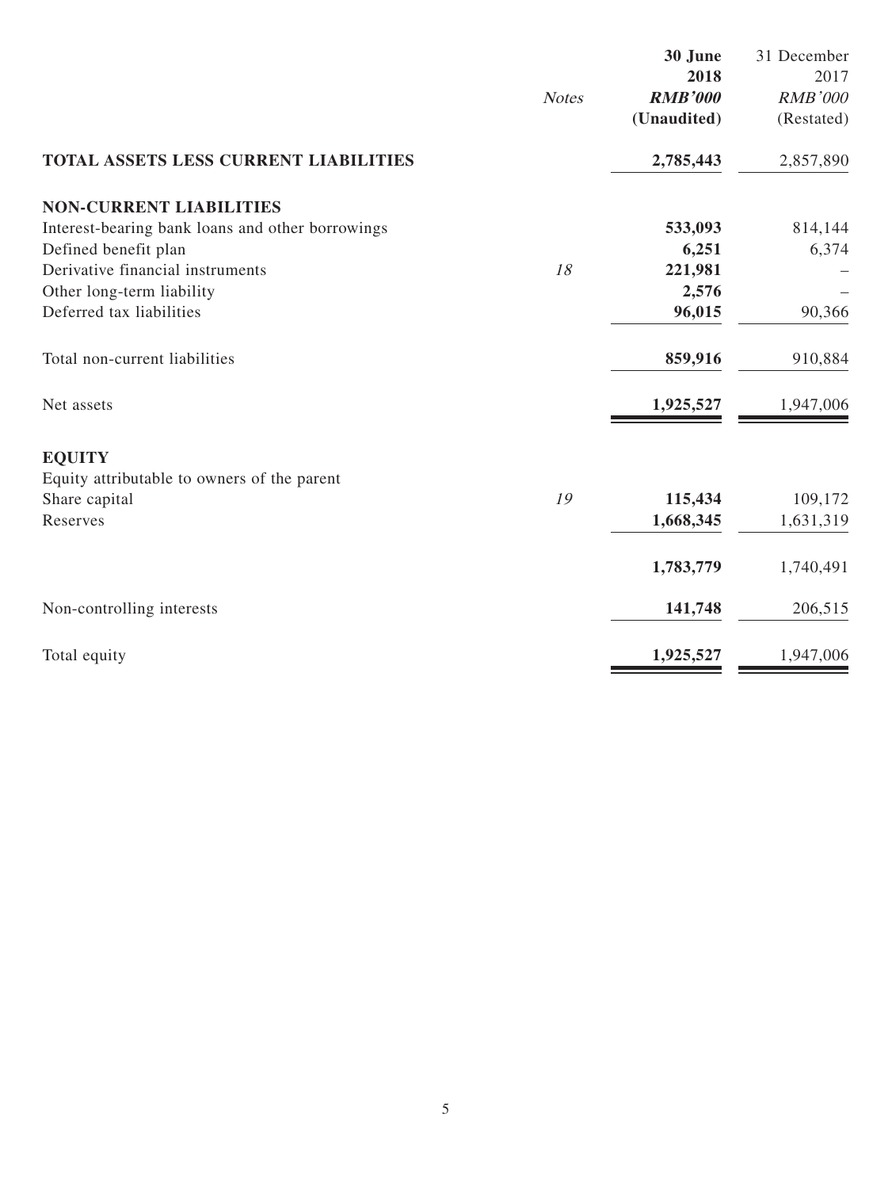| | *Notes* | **30 June 2018** | 31 December 2017 |
|---|---|---|---|
| | | ***RMB'000*** | *RMB'000* |
| | | **(Unaudited)** | (Restated) |
| **TOTAL ASSETS LESS CURRENT LIABILITIES** | | **2,785,443** | 2,857,890 |
| **NON-CURRENT LIABILITIES** | | | |
| Interest-bearing bank loans and other borrowings | | **533,093** | 814,144 |
| Defined benefit plan | | **6,251** | 6,374 |
| Derivative financial instruments | *18* | **221,981** | – |
| Other long-term liability | | **2,576** | – |
| Deferred tax liabilities | | **96,015** | 90,366 |
| Total non-current liabilities | | **859,916** | 910,884 |
| Net assets | | **1,925,527** | 1,947,006 |
| **EQUITY** | | | |
| Equity attributable to owners of the parent | | | |
| Share capital | *19* | **115,434** | 109,172 |
| Reserves | | **1,668,345** | 1,631,319 |
| | | **1,783,779** | 1,740,491 |
| Non-controlling interests | | **141,748** | 206,515 |
| Total equity | | **1,925,527** | 1,947,006 |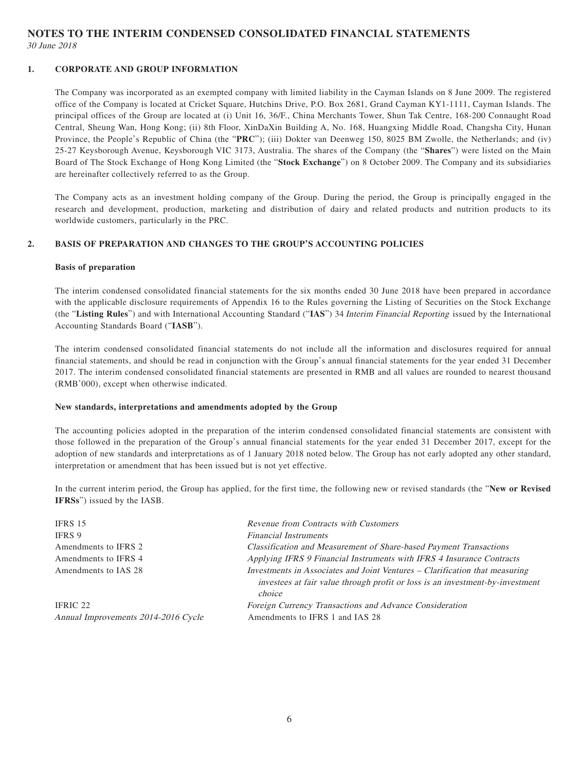# NOTES TO THE INTERIM CONDENSED CONSOLIDATED FINANCIAL STATEMENTS

*30 June 2018*

## 1. CORPORATE AND GROUP INFORMATION

The Company was incorporated as an exempted company with limited liability in the Cayman Islands on 8 June 2009. The registered office of the Company is located at Cricket Square, Hutchins Drive, P.O. Box 2681, Grand Cayman KY1-1111, Cayman Islands. The principal offices of the Group are located at (i) Unit 16, 36/F., China Merchants Tower, Shun Tak Centre, 168-200 Connaught Road Central, Sheung Wan, Hong Kong; (ii) 8th Floor, XinDaXin Building A, No. 168, Huangxing Middle Road, Changsha City, Hunan Province, the People's Republic of China (the "**PRC**"); (iii) Dokter van Deenweg 150, 8025 BM Zwolle, the Netherlands; and (iv) 25-27 Keysborough Avenue, Keysborough VIC 3173, Australia. The shares of the Company (the "**Shares**") were listed on the Main Board of The Stock Exchange of Hong Kong Limited (the "**Stock Exchange**") on 8 October 2009. The Company and its subsidiaries are hereinafter collectively referred to as the Group.

The Company acts as an investment holding company of the Group. During the period, the Group is principally engaged in the research and development, production, marketing and distribution of dairy and related products and nutrition products to its worldwide customers, particularly in the PRC.

## 2. BASIS OF PREPARATION AND CHANGES TO THE GROUP'S ACCOUNTING POLICIES

### Basis of preparation

The interim condensed consolidated financial statements for the six months ended 30 June 2018 have been prepared in accordance with the applicable disclosure requirements of Appendix 16 to the Rules governing the Listing of Securities on the Stock Exchange (the "**Listing Rules**") and with International Accounting Standard ("**IAS**") 34 *Interim Financial Reporting* issued by the International Accounting Standards Board ("**IASB**").

The interim condensed consolidated financial statements do not include all the information and disclosures required for annual financial statements, and should be read in conjunction with the Group's annual financial statements for the year ended 31 December 2017. The interim condensed consolidated financial statements are presented in RMB and all values are rounded to nearest thousand (RMB'000), except when otherwise indicated.

### New standards, interpretations and amendments adopted by the Group

The accounting policies adopted in the preparation of the interim condensed consolidated financial statements are consistent with those followed in the preparation of the Group's annual financial statements for the year ended 31 December 2017, except for the adoption of new standards and interpretations as of 1 January 2018 noted below. The Group has not early adopted any other standard, interpretation or amendment that has been issued but is not yet effective.

In the current interim period, the Group has applied, for the first time, the following new or revised standards (the "**New or Revised IFRSs**") issued by the IASB.

| | |
|---|---|
| IFRS 15 | *Revenue from Contracts with Customers* |
| IFRS 9 | *Financial Instruments* |
| Amendments to IFRS 2 | *Classification and Measurement of Share-based Payment Transactions* |
| Amendments to IFRS 4 | *Applying IFRS 9 Financial Instruments with IFRS 4 Insurance Contracts* |
| Amendments to IAS 28 | *Investments in Associates and Joint Ventures – Clarification that measuring investees at fair value through profit or loss is an investment-by-investment choice* |
| IFRIC 22 | *Foreign Currency Transactions and Advance Consideration* |
| *Annual Improvements 2014-2016 Cycle* | Amendments to IFRS 1 and IAS 28 |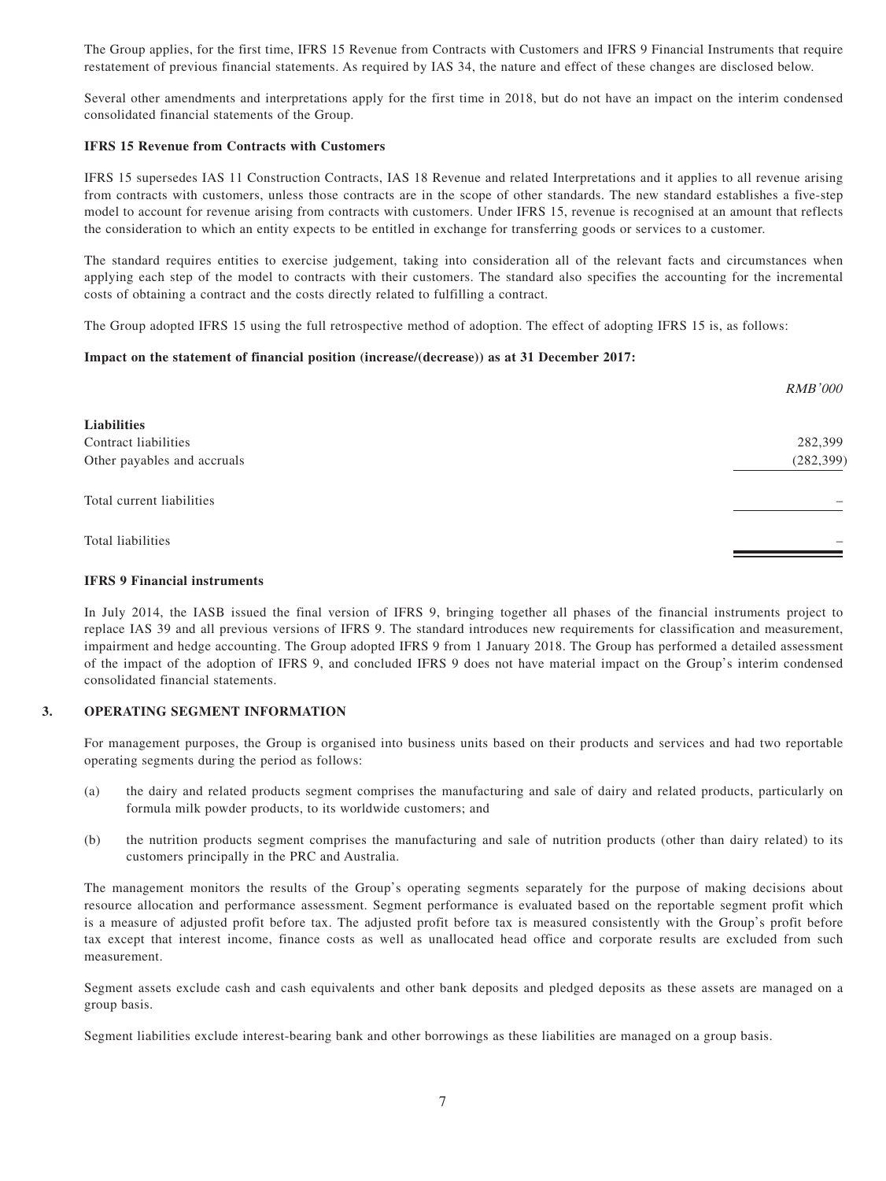The Group applies, for the first time, IFRS 15 Revenue from Contracts with Customers and IFRS 9 Financial Instruments that require restatement of previous financial statements. As required by IAS 34, the nature and effect of these changes are disclosed below.

Several other amendments and interpretations apply for the first time in 2018, but do not have an impact on the interim condensed consolidated financial statements of the Group.

**IFRS 15 Revenue from Contracts with Customers**

IFRS 15 supersedes IAS 11 Construction Contracts, IAS 18 Revenue and related Interpretations and it applies to all revenue arising from contracts with customers, unless those contracts are in the scope of other standards. The new standard establishes a five-step model to account for revenue arising from contracts with customers. Under IFRS 15, revenue is recognised at an amount that reflects the consideration to which an entity expects to be entitled in exchange for transferring goods or services to a customer.

The standard requires entities to exercise judgement, taking into consideration all of the relevant facts and circumstances when applying each step of the model to contracts with their customers. The standard also specifies the accounting for the incremental costs of obtaining a contract and the costs directly related to fulfilling a contract.

The Group adopted IFRS 15 using the full retrospective method of adoption. The effect of adopting IFRS 15 is, as follows:

**Impact on the statement of financial position (increase/(decrease)) as at 31 December 2017:**

| | *RMB'000* |
|---|---|
| **Liabilities** | |
| Contract liabilities | 282,399 |
| Other payables and accruals | (282,399) |
| Total current liabilities | – |
| Total liabilities | – |

**IFRS 9 Financial instruments**

In July 2014, the IASB issued the final version of IFRS 9, bringing together all phases of the financial instruments project to replace IAS 39 and all previous versions of IFRS 9. The standard introduces new requirements for classification and measurement, impairment and hedge accounting. The Group adopted IFRS 9 from 1 January 2018. The Group has performed a detailed assessment of the impact of the adoption of IFRS 9, and concluded IFRS 9 does not have material impact on the Group's interim condensed consolidated financial statements.

## 3. OPERATING SEGMENT INFORMATION

For management purposes, the Group is organised into business units based on their products and services and had two reportable operating segments during the period as follows:

(a) the dairy and related products segment comprises the manufacturing and sale of dairy and related products, particularly on formula milk powder products, to its worldwide customers; and

(b) the nutrition products segment comprises the manufacturing and sale of nutrition products (other than dairy related) to its customers principally in the PRC and Australia.

The management monitors the results of the Group's operating segments separately for the purpose of making decisions about resource allocation and performance assessment. Segment performance is evaluated based on the reportable segment profit which is a measure of adjusted profit before tax. The adjusted profit before tax is measured consistently with the Group's profit before tax except that interest income, finance costs as well as unallocated head office and corporate results are excluded from such measurement.

Segment assets exclude cash and cash equivalents and other bank deposits and pledged deposits as these assets are managed on a group basis.

Segment liabilities exclude interest-bearing bank and other borrowings as these liabilities are managed on a group basis.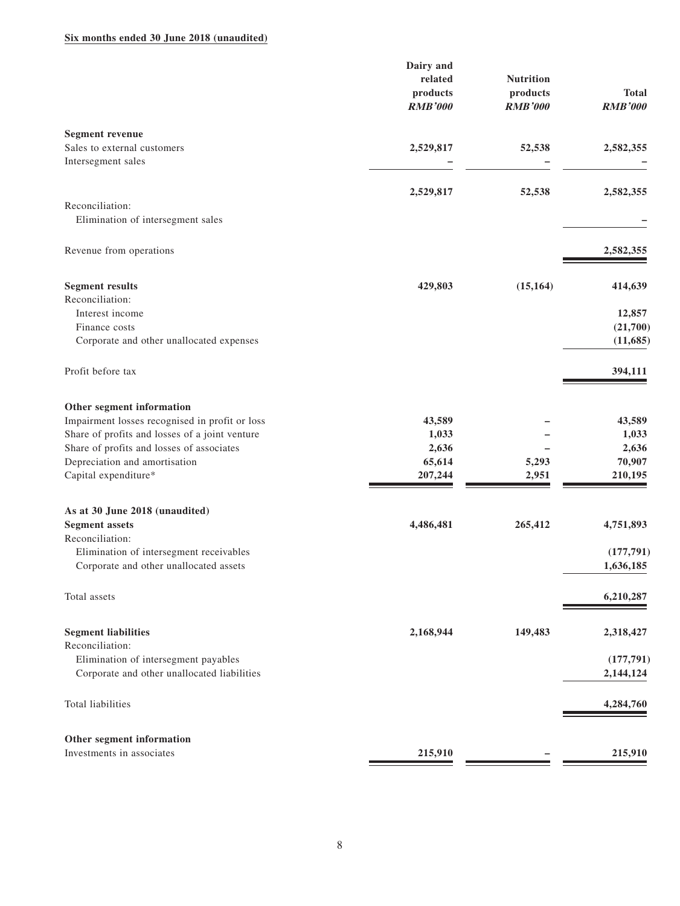**Six months ended 30 June 2018 (unaudited)**

| | Dairy and related products *RMB'000* | Nutrition products *RMB'000* | Total *RMB'000* |
|---|---|---|---|
| **Segment revenue** | | | |
| Sales to external customers | **2,529,817** | **52,538** | **2,582,355** |
| Intersegment sales | **–** | **–** | **–** |
| | **2,529,817** | **52,538** | **2,582,355** |
| Reconciliation: | | | |
| Elimination of intersegment sales | | | **–** |
| Revenue from operations | | | **2,582,355** |
| **Segment results** | **429,803** | **(15,164)** | **414,639** |
| Reconciliation: | | | |
| Interest income | | | **12,857** |
| Finance costs | | | **(21,700)** |
| Corporate and other unallocated expenses | | | **(11,685)** |
| Profit before tax | | | **394,111** |
| **Other segment information** | | | |
| Impairment losses recognised in profit or loss | **43,589** | **–** | **43,589** |
| Share of profits and losses of a joint venture | **1,033** | **–** | **1,033** |
| Share of profits and losses of associates | **2,636** | **–** | **2,636** |
| Depreciation and amortisation | **65,614** | **5,293** | **70,907** |
| Capital expenditure* | **207,244** | **2,951** | **210,195** |
| **As at 30 June 2018 (unaudited)** | | | |
| **Segment assets** | **4,486,481** | **265,412** | **4,751,893** |
| Reconciliation: | | | |
| Elimination of intersegment receivables | | | **(177,791)** |
| Corporate and other unallocated assets | | | **1,636,185** |
| Total assets | | | **6,210,287** |
| **Segment liabilities** | **2,168,944** | **149,483** | **2,318,427** |
| Reconciliation: | | | |
| Elimination of intersegment payables | | | **(177,791)** |
| Corporate and other unallocated liabilities | | | **2,144,124** |
| Total liabilities | | | **4,284,760** |
| **Other segment information** | | | |
| Investments in associates | **215,910** | **–** | **215,910** |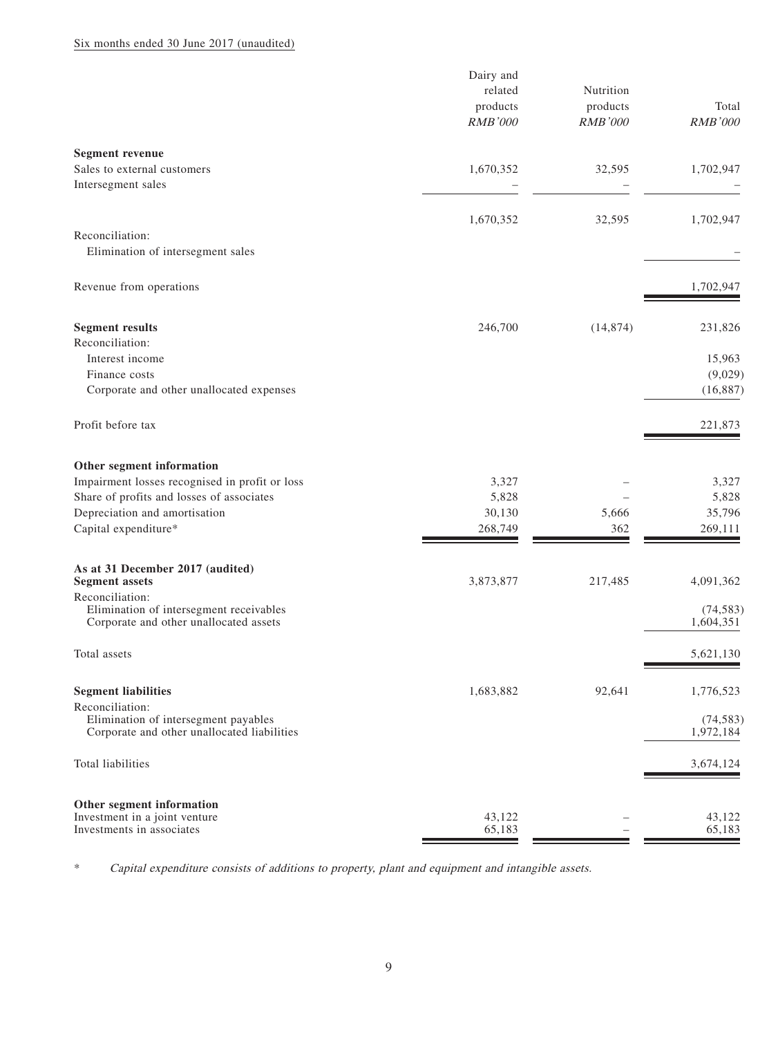Six months ended 30 June 2017 (unaudited)

| | Dairy and related products RMB'000 | Nutrition products RMB'000 | Total RMB'000 |
|---|---|---|---|
| **Segment revenue** | | | |
| Sales to external customers | 1,670,352 | 32,595 | 1,702,947 |
| Intersegment sales | – | – | – |
| | 1,670,352 | 32,595 | 1,702,947 |
| Reconciliation: | | | |
| Elimination of intersegment sales | | | – |
| Revenue from operations | | | 1,702,947 |
| **Segment results** | 246,700 | (14,874) | 231,826 |
| Reconciliation: | | | |
| Interest income | | | 15,963 |
| Finance costs | | | (9,029) |
| Corporate and other unallocated expenses | | | (16,887) |
| Profit before tax | | | 221,873 |
| **Other segment information** | | | |
| Impairment losses recognised in profit or loss | 3,327 | – | 3,327 |
| Share of profits and losses of associates | 5,828 | – | 5,828 |
| Depreciation and amortisation | 30,130 | 5,666 | 35,796 |
| Capital expenditure* | 268,749 | 362 | 269,111 |
| **As at 31 December 2017 (audited)** | | | |
| **Segment assets** | 3,873,877 | 217,485 | 4,091,362 |
| Reconciliation: | | | |
| Elimination of intersegment receivables | | | (74,583) |
| Corporate and other unallocated assets | | | 1,604,351 |
| Total assets | | | 5,621,130 |
| **Segment liabilities** | 1,683,882 | 92,641 | 1,776,523 |
| Reconciliation: | | | |
| Elimination of intersegment payables | | | (74,583) |
| Corporate and other unallocated liabilities | | | 1,972,184 |
| Total liabilities | | | 3,674,124 |
| **Other segment information** | | | |
| Investment in a joint venture | 43,122 | – | 43,122 |
| Investments in associates | 65,183 | – | 65,183 |

\* *Capital expenditure consists of additions to property, plant and equipment and intangible assets.*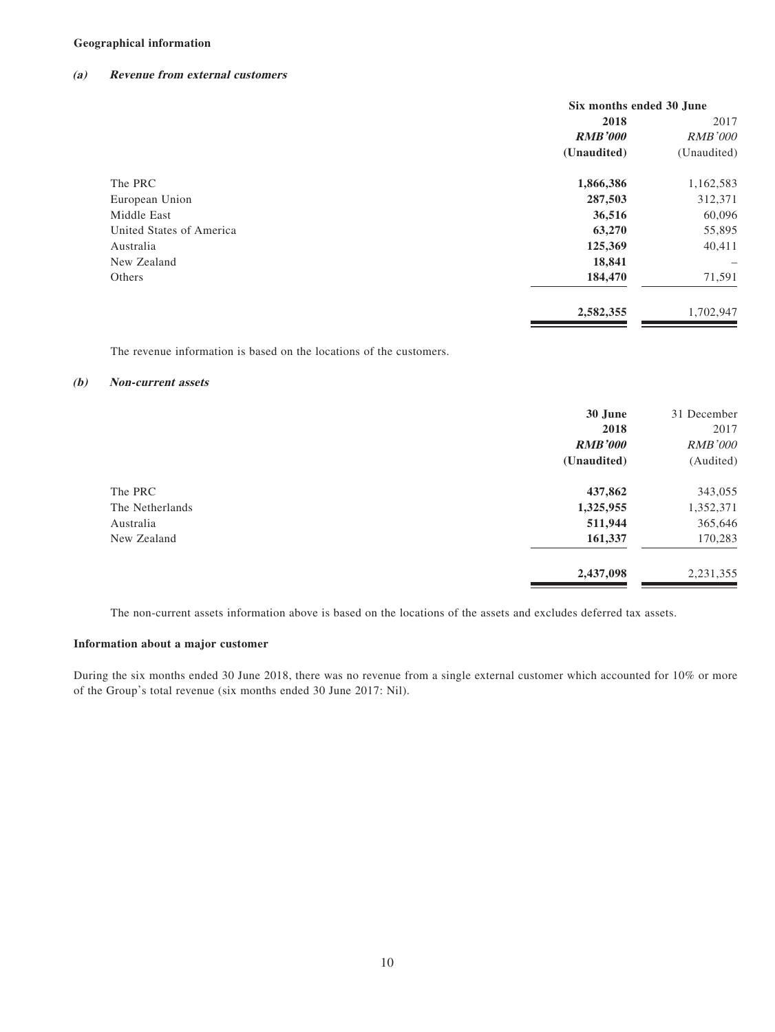**Geographical information**

***(a) Revenue from external customers***

| | Six months ended 30 June | |
|---|---|---|
| | **2018** | 2017 |
| | ***RMB'000*** | *RMB'000* |
| | **(Unaudited)** | (Unaudited) |
| The PRC | **1,866,386** | 1,162,583 |
| European Union | **287,503** | 312,371 |
| Middle East | **36,516** | 60,096 |
| United States of America | **63,270** | 55,895 |
| Australia | **125,369** | 40,411 |
| New Zealand | **18,841** | – |
| Others | **184,470** | 71,591 |
| | **2,582,355** | 1,702,947 |

The revenue information is based on the locations of the customers.

***(b) Non-current assets***

| | **30 June** | 31 December |
|---|---|---|
| | **2018** | 2017 |
| | ***RMB'000*** | *RMB'000* |
| | **(Unaudited)** | (Audited) |
| The PRC | **437,862** | 343,055 |
| The Netherlands | **1,325,955** | 1,352,371 |
| Australia | **511,944** | 365,646 |
| New Zealand | **161,337** | 170,283 |
| | **2,437,098** | 2,231,355 |

The non-current assets information above is based on the locations of the assets and excludes deferred tax assets.

**Information about a major customer**

During the six months ended 30 June 2018, there was no revenue from a single external customer which accounted for 10% or more of the Group's total revenue (six months ended 30 June 2017: Nil).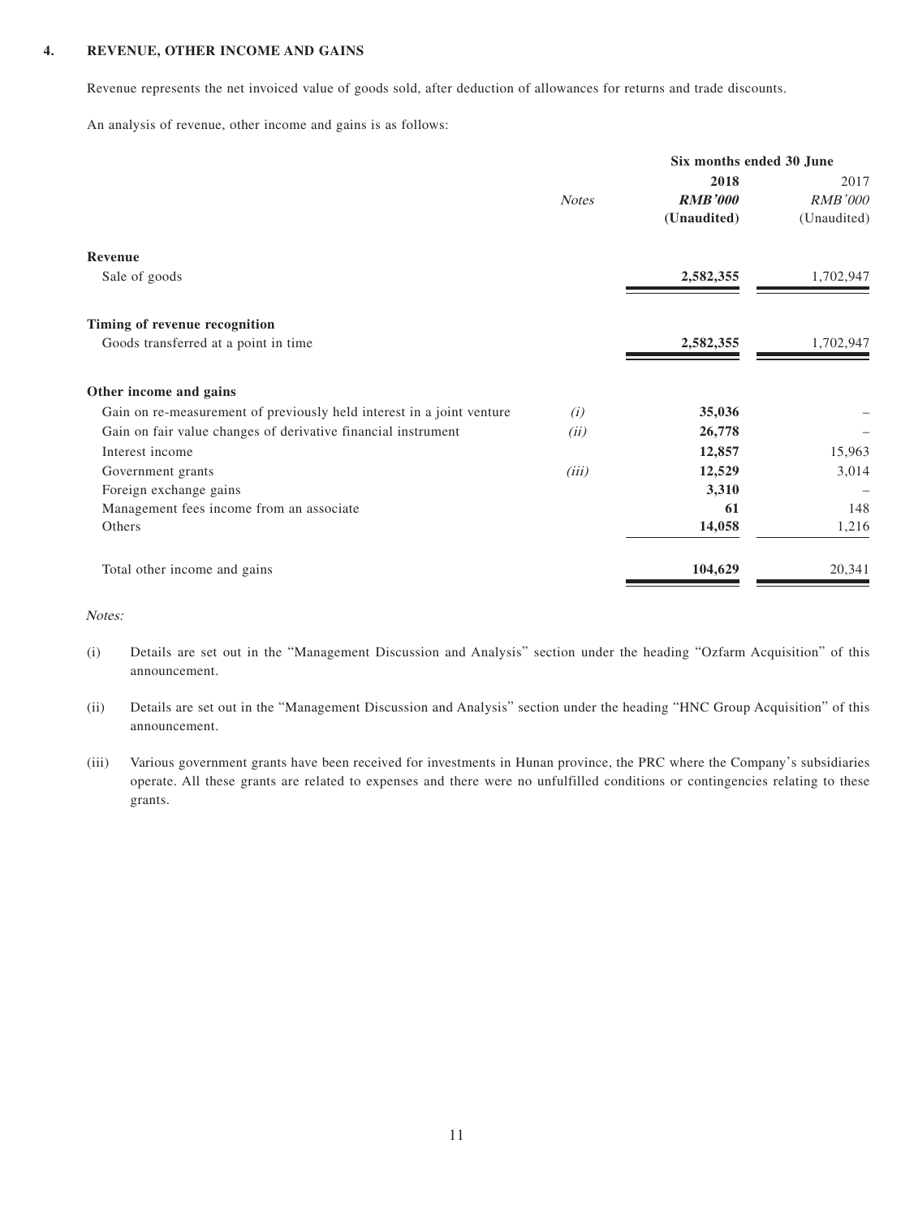## 4. REVENUE, OTHER INCOME AND GAINS

Revenue represents the net invoiced value of goods sold, after deduction of allowances for returns and trade discounts.

An analysis of revenue, other income and gains is as follows:

| | | Six months ended 30 June | |
|---|---|---|---|
| | *Notes* | **2018** | 2017 |
| | | ***RMB'000*** | *RMB'000* |
| | | **(Unaudited)** | (Unaudited) |
| **Revenue** | | | |
| Sale of goods | | **2,582,355** | 1,702,947 |
| **Timing of revenue recognition** | | | |
| Goods transferred at a point in time | | **2,582,355** | 1,702,947 |
| **Other income and gains** | | | |
| Gain on re-measurement of previously held interest in a joint venture | *(i)* | **35,036** | – |
| Gain on fair value changes of derivative financial instrument | *(ii)* | **26,778** | – |
| Interest income | | **12,857** | 15,963 |
| Government grants | *(iii)* | **12,529** | 3,014 |
| Foreign exchange gains | | **3,310** | – |
| Management fees income from an associate | | **61** | 148 |
| Others | | **14,058** | 1,216 |
| Total other income and gains | | **104,629** | 20,341 |

*Notes:*

(i) Details are set out in the "Management Discussion and Analysis" section under the heading "Ozfarm Acquisition" of this announcement.

(ii) Details are set out in the "Management Discussion and Analysis" section under the heading "HNC Group Acquisition" of this announcement.

(iii) Various government grants have been received for investments in Hunan province, the PRC where the Company's subsidiaries operate. All these grants are related to expenses and there were no unfulfilled conditions or contingencies relating to these grants.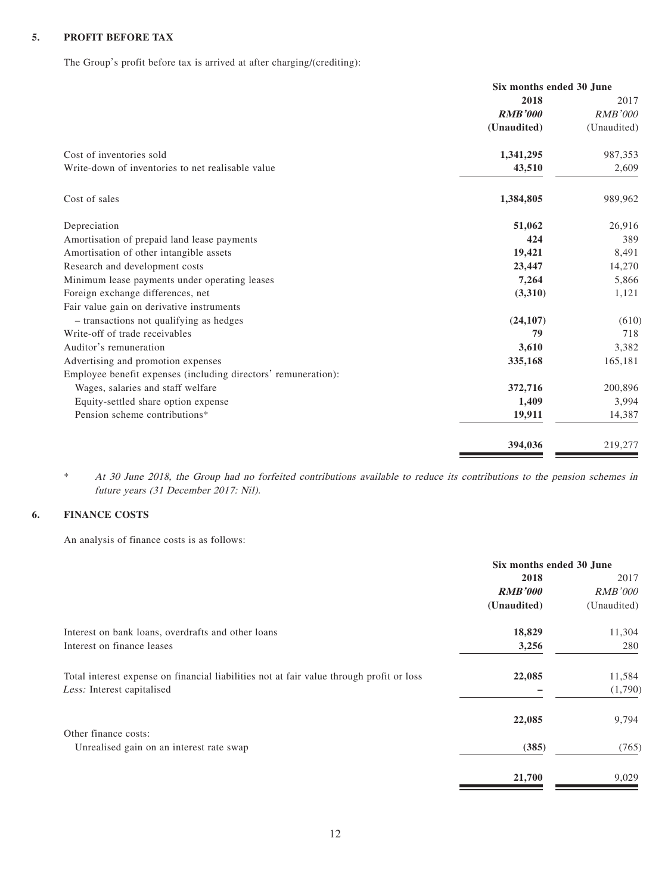## 5. PROFIT BEFORE TAX

The Group's profit before tax is arrived at after charging/(crediting):

| | Six months ended 30 June | |
|---|---|---|
| | **2018** | 2017 |
| | ***RMB'000*** | *RMB'000* |
| | **(Unaudited)** | (Unaudited) |
| Cost of inventories sold | **1,341,295** | 987,353 |
| Write-down of inventories to net realisable value | **43,510** | 2,609 |
| Cost of sales | **1,384,805** | 989,962 |
| Depreciation | **51,062** | 26,916 |
| Amortisation of prepaid land lease payments | **424** | 389 |
| Amortisation of other intangible assets | **19,421** | 8,491 |
| Research and development costs | **23,447** | 14,270 |
| Minimum lease payments under operating leases | **7,264** | 5,866 |
| Foreign exchange differences, net | **(3,310)** | 1,121 |
| Fair value gain on derivative instruments | | |
| – transactions not qualifying as hedges | **(24,107)** | (610) |
| Write-off of trade receivables | **79** | 718 |
| Auditor's remuneration | **3,610** | 3,382 |
| Advertising and promotion expenses | **335,168** | 165,181 |
| Employee benefit expenses (including directors' remuneration): | | |
| Wages, salaries and staff welfare | **372,716** | 200,896 |
| Equity-settled share option expense | **1,409** | 3,994 |
| Pension scheme contributions* | **19,911** | 14,387 |
| | **394,036** | 219,277 |

\* *At 30 June 2018, the Group had no forfeited contributions available to reduce its contributions to the pension schemes in future years (31 December 2017: Nil).*

## 6. FINANCE COSTS

An analysis of finance costs is as follows:

| | Six months ended 30 June | |
|---|---|---|
| | **2018** | 2017 |
| | ***RMB'000*** | *RMB'000* |
| | **(Unaudited)** | (Unaudited) |
| Interest on bank loans, overdrafts and other loans | **18,829** | 11,304 |
| Interest on finance leases | **3,256** | 280 |
| Total interest expense on financial liabilities not at fair value through profit or loss | **22,085** | 11,584 |
| *Less:* Interest capitalised | **–** | (1,790) |
| | **22,085** | 9,794 |
| Other finance costs: | | |
| Unrealised gain on an interest rate swap | **(385)** | (765) |
| | **21,700** | 9,029 |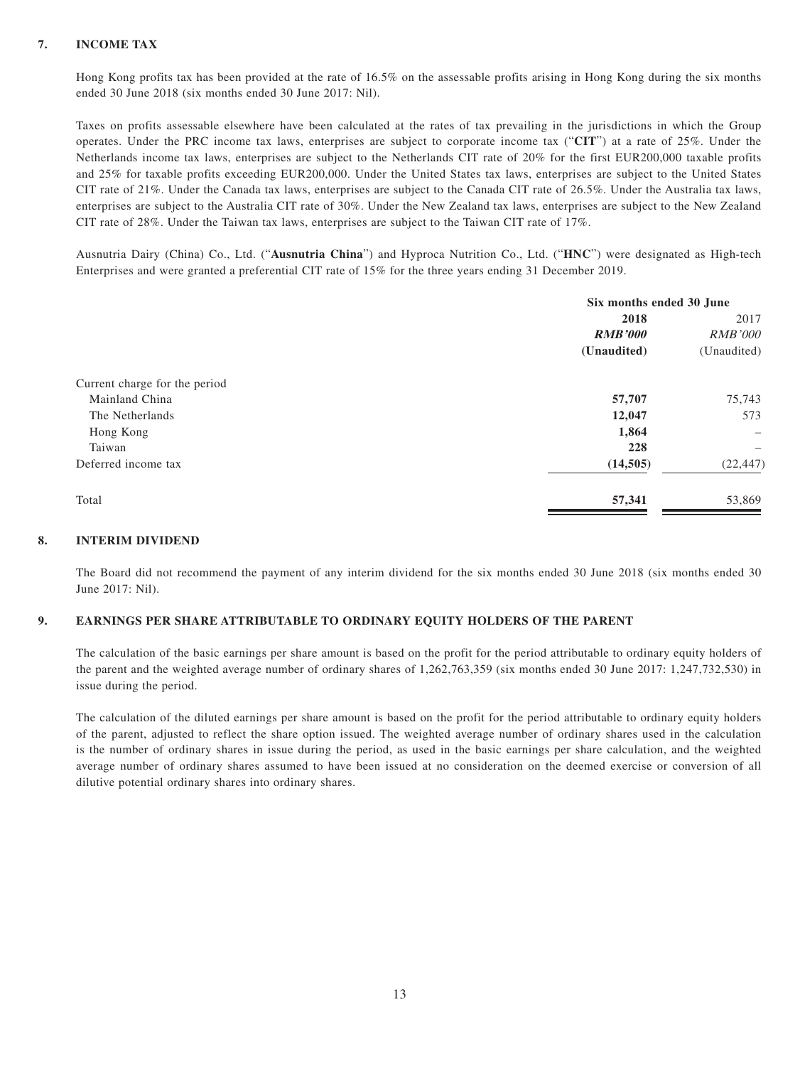## 7. INCOME TAX

Hong Kong profits tax has been provided at the rate of 16.5% on the assessable profits arising in Hong Kong during the six months ended 30 June 2018 (six months ended 30 June 2017: Nil).

Taxes on profits assessable elsewhere have been calculated at the rates of tax prevailing in the jurisdictions in which the Group operates. Under the PRC income tax laws, enterprises are subject to corporate income tax ("**CIT**") at a rate of 25%. Under the Netherlands income tax laws, enterprises are subject to the Netherlands CIT rate of 20% for the first EUR200,000 taxable profits and 25% for taxable profits exceeding EUR200,000. Under the United States tax laws, enterprises are subject to the United States CIT rate of 21%. Under the Canada tax laws, enterprises are subject to the Canada CIT rate of 26.5%. Under the Australia tax laws, enterprises are subject to the Australia CIT rate of 30%. Under the New Zealand tax laws, enterprises are subject to the New Zealand CIT rate of 28%. Under the Taiwan tax laws, enterprises are subject to the Taiwan CIT rate of 17%.

Ausnutria Dairy (China) Co., Ltd. ("**Ausnutria China**") and Hyproca Nutrition Co., Ltd. ("**HNC**") were designated as High-tech Enterprises and were granted a preferential CIT rate of 15% for the three years ending 31 December 2019.

| | Six months ended 30 June | |
|---|---|---|
| | **2018** | 2017 |
| | ***RMB'000*** | *RMB'000* |
| | **(Unaudited)** | (Unaudited) |
| Current charge for the period | | |
| Mainland China | **57,707** | 75,743 |
| The Netherlands | **12,047** | 573 |
| Hong Kong | **1,864** | – |
| Taiwan | **228** | – |
| Deferred income tax | **(14,505)** | (22,447) |
| Total | **57,341** | 53,869 |

## 8. INTERIM DIVIDEND

The Board did not recommend the payment of any interim dividend for the six months ended 30 June 2018 (six months ended 30 June 2017: Nil).

## 9. EARNINGS PER SHARE ATTRIBUTABLE TO ORDINARY EQUITY HOLDERS OF THE PARENT

The calculation of the basic earnings per share amount is based on the profit for the period attributable to ordinary equity holders of the parent and the weighted average number of ordinary shares of 1,262,763,359 (six months ended 30 June 2017: 1,247,732,530) in issue during the period.

The calculation of the diluted earnings per share amount is based on the profit for the period attributable to ordinary equity holders of the parent, adjusted to reflect the share option issued. The weighted average number of ordinary shares used in the calculation is the number of ordinary shares in issue during the period, as used in the basic earnings per share calculation, and the weighted average number of ordinary shares assumed to have been issued at no consideration on the deemed exercise or conversion of all dilutive potential ordinary shares into ordinary shares.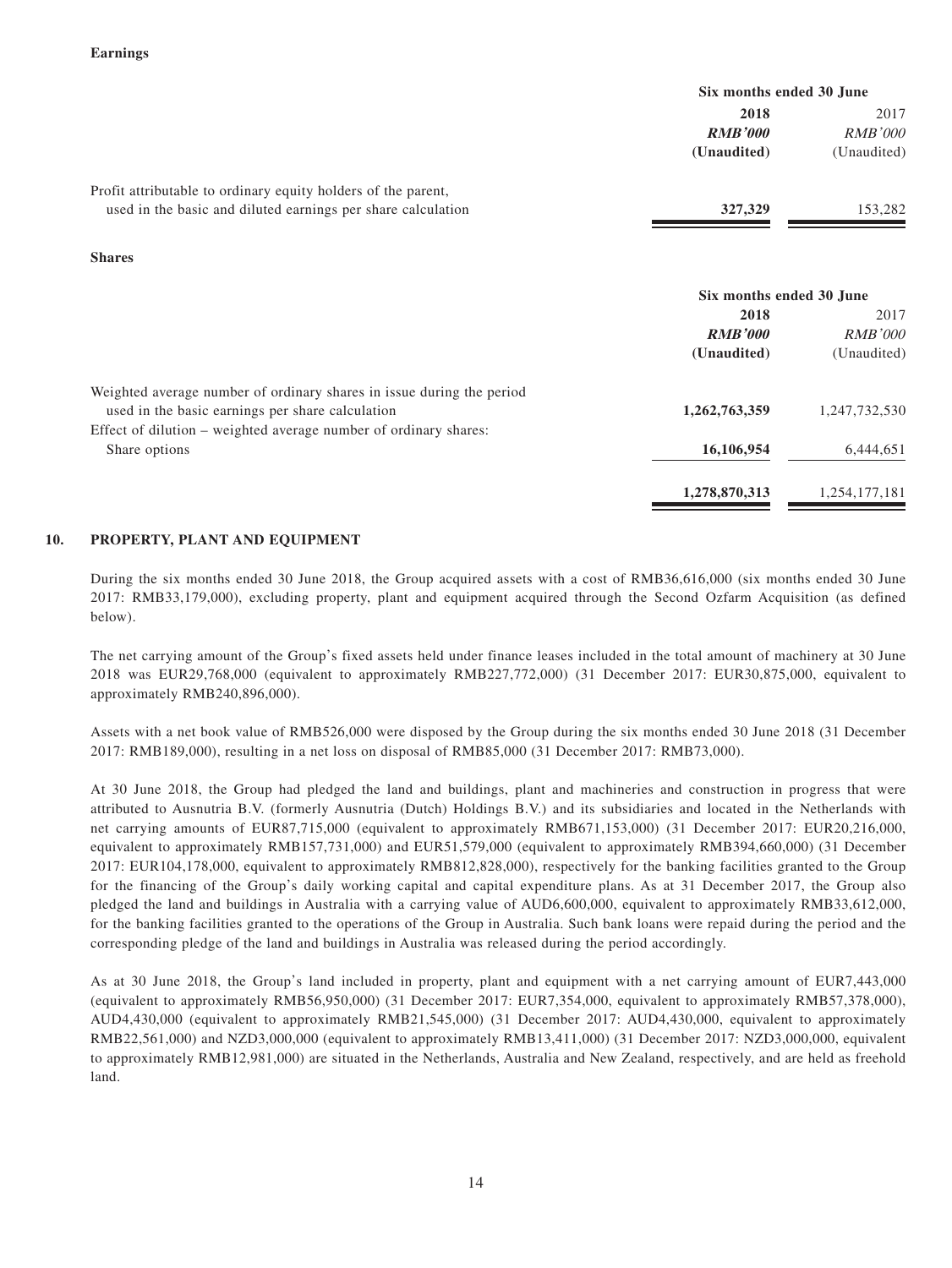**Earnings**

| | Six months ended 30 June | |
|---|---|---|
| | **2018** | 2017 |
| | ***RMB'000*** | *RMB'000* |
| | **(Unaudited)** | (Unaudited) |
| Profit attributable to ordinary equity holders of the parent, used in the basic and diluted earnings per share calculation | **327,329** | 153,282 |

**Shares**

| | Six months ended 30 June | |
|---|---|---|
| | **2018** | 2017 |
| | ***RMB'000*** | *RMB'000* |
| | **(Unaudited)** | (Unaudited) |
| Weighted average number of ordinary shares in issue during the period used in the basic earnings per share calculation | **1,262,763,359** | 1,247,732,530 |
| Effect of dilution – weighted average number of ordinary shares: | | |
| Share options | **16,106,954** | 6,444,651 |
| | **1,278,870,313** | 1,254,177,181 |

## 10. PROPERTY, PLANT AND EQUIPMENT

During the six months ended 30 June 2018, the Group acquired assets with a cost of RMB36,616,000 (six months ended 30 June 2017: RMB33,179,000), excluding property, plant and equipment acquired through the Second Ozfarm Acquisition (as defined below).

The net carrying amount of the Group's fixed assets held under finance leases included in the total amount of machinery at 30 June 2018 was EUR29,768,000 (equivalent to approximately RMB227,772,000) (31 December 2017: EUR30,875,000, equivalent to approximately RMB240,896,000).

Assets with a net book value of RMB526,000 were disposed by the Group during the six months ended 30 June 2018 (31 December 2017: RMB189,000), resulting in a net loss on disposal of RMB85,000 (31 December 2017: RMB73,000).

At 30 June 2018, the Group had pledged the land and buildings, plant and machineries and construction in progress that were attributed to Ausnutria B.V. (formerly Ausnutria (Dutch) Holdings B.V.) and its subsidiaries and located in the Netherlands with net carrying amounts of EUR87,715,000 (equivalent to approximately RMB671,153,000) (31 December 2017: EUR20,216,000, equivalent to approximately RMB157,731,000) and EUR51,579,000 (equivalent to approximately RMB394,660,000) (31 December 2017: EUR104,178,000, equivalent to approximately RMB812,828,000), respectively for the banking facilities granted to the Group for the financing of the Group's daily working capital and capital expenditure plans. As at 31 December 2017, the Group also pledged the land and buildings in Australia with a carrying value of AUD6,600,000, equivalent to approximately RMB33,612,000, for the banking facilities granted to the operations of the Group in Australia. Such bank loans were repaid during the period and the corresponding pledge of the land and buildings in Australia was released during the period accordingly.

As at 30 June 2018, the Group's land included in property, plant and equipment with a net carrying amount of EUR7,443,000 (equivalent to approximately RMB56,950,000) (31 December 2017: EUR7,354,000, equivalent to approximately RMB57,378,000), AUD4,430,000 (equivalent to approximately RMB21,545,000) (31 December 2017: AUD4,430,000, equivalent to approximately RMB22,561,000) and NZD3,000,000 (equivalent to approximately RMB13,411,000) (31 December 2017: NZD3,000,000, equivalent to approximately RMB12,981,000) are situated in the Netherlands, Australia and New Zealand, respectively, and are held as freehold land.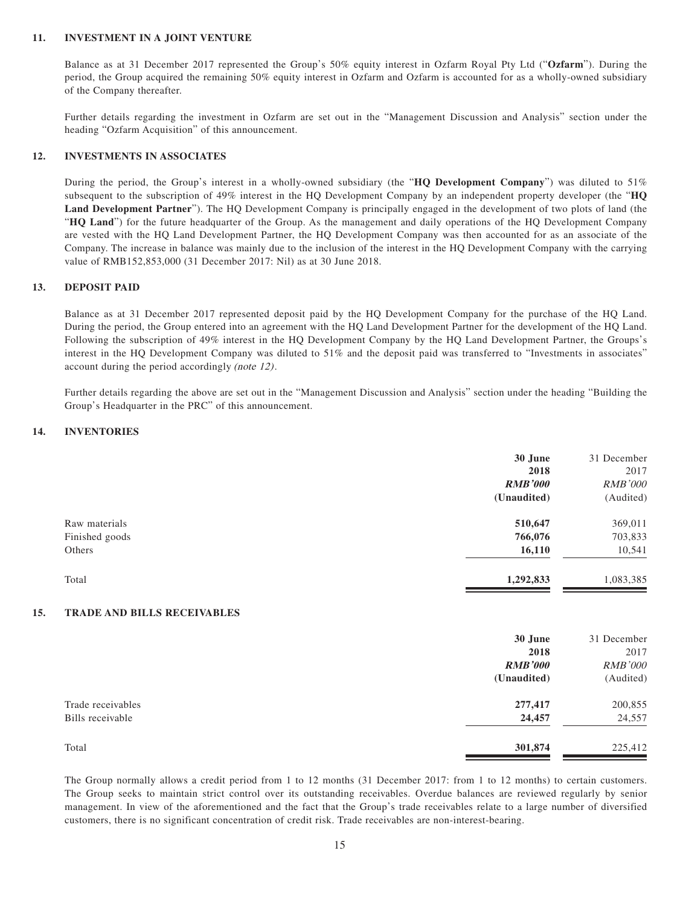## 11. INVESTMENT IN A JOINT VENTURE

Balance as at 31 December 2017 represented the Group's 50% equity interest in Ozfarm Royal Pty Ltd ("**Ozfarm**"). During the period, the Group acquired the remaining 50% equity interest in Ozfarm and Ozfarm is accounted for as a wholly-owned subsidiary of the Company thereafter.

Further details regarding the investment in Ozfarm are set out in the "Management Discussion and Analysis" section under the heading "Ozfarm Acquisition" of this announcement.

## 12. INVESTMENTS IN ASSOCIATES

During the period, the Group's interest in a wholly-owned subsidiary (the "**HQ Development Company**") was diluted to 51% subsequent to the subscription of 49% interest in the HQ Development Company by an independent property developer (the "**HQ Land Development Partner**"). The HQ Development Company is principally engaged in the development of two plots of land (the "**HQ Land**") for the future headquarter of the Group. As the management and daily operations of the HQ Development Company are vested with the HQ Land Development Partner, the HQ Development Company was then accounted for as an associate of the Company. The increase in balance was mainly due to the inclusion of the interest in the HQ Development Company with the carrying value of RMB152,853,000 (31 December 2017: Nil) as at 30 June 2018.

## 13. DEPOSIT PAID

Balance as at 31 December 2017 represented deposit paid by the HQ Development Company for the purchase of the HQ Land. During the period, the Group entered into an agreement with the HQ Land Development Partner for the development of the HQ Land. Following the subscription of 49% interest in the HQ Development Company by the HQ Land Development Partner, the Groups's interest in the HQ Development Company was diluted to 51% and the deposit paid was transferred to "Investments in associates" account during the period accordingly *(note 12)*.

Further details regarding the above are set out in the "Management Discussion and Analysis" section under the heading "Building the Group's Headquarter in the PRC" of this announcement.

## 14. INVENTORIES

| | **30 June 2018** | 31 December 2017 |
|---|---|---|
| | ***RMB'000*** | *RMB'000* |
| | **(Unaudited)** | (Audited) |
| Raw materials | **510,647** | 369,011 |
| Finished goods | **766,076** | 703,833 |
| Others | **16,110** | 10,541 |
| Total | **1,292,833** | 1,083,385 |

## 15. TRADE AND BILLS RECEIVABLES

| | **30 June 2018** | 31 December 2017 |
|---|---|---|
| | ***RMB'000*** | *RMB'000* |
| | **(Unaudited)** | (Audited) |
| Trade receivables | **277,417** | 200,855 |
| Bills receivable | **24,457** | 24,557 |
| Total | **301,874** | 225,412 |

The Group normally allows a credit period from 1 to 12 months (31 December 2017: from 1 to 12 months) to certain customers. The Group seeks to maintain strict control over its outstanding receivables. Overdue balances are reviewed regularly by senior management. In view of the aforementioned and the fact that the Group's trade receivables relate to a large number of diversified customers, there is no significant concentration of credit risk. Trade receivables are non-interest-bearing.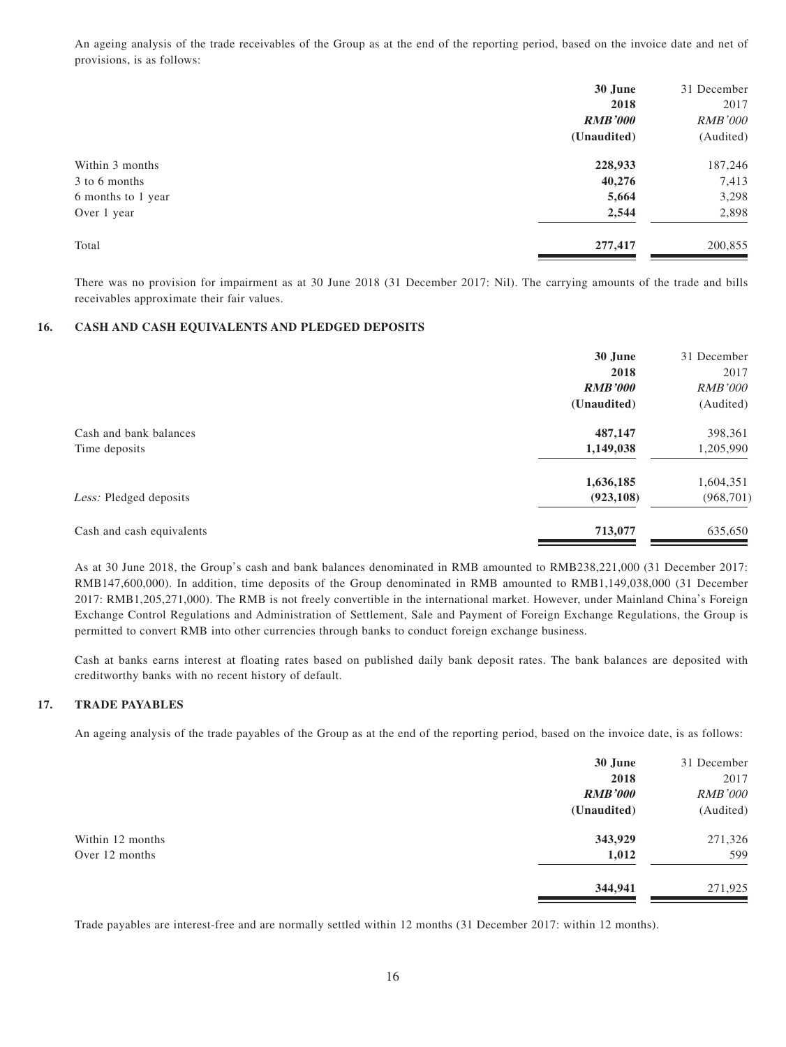An ageing analysis of the trade receivables of the Group as at the end of the reporting period, based on the invoice date and net of provisions, is as follows:

| | 30 June 2018 *RMB'000* (Unaudited) | 31 December 2017 *RMB'000* (Audited) |
|---|---|---|
| Within 3 months | **228,933** | 187,246 |
| 3 to 6 months | **40,276** | 7,413 |
| 6 months to 1 year | **5,664** | 3,298 |
| Over 1 year | **2,544** | 2,898 |
| Total | **277,417** | 200,855 |

There was no provision for impairment as at 30 June 2018 (31 December 2017: Nil). The carrying amounts of the trade and bills receivables approximate their fair values.

## 16. CASH AND CASH EQUIVALENTS AND PLEDGED DEPOSITS

| | 30 June 2018 *RMB'000* (Unaudited) | 31 December 2017 *RMB'000* (Audited) |
|---|---|---|
| Cash and bank balances | **487,147** | 398,361 |
| Time deposits | **1,149,038** | 1,205,990 |
| | **1,636,185** | 1,604,351 |
| *Less:* Pledged deposits | **(923,108)** | (968,701) |
| Cash and cash equivalents | **713,077** | 635,650 |

As at 30 June 2018, the Group's cash and bank balances denominated in RMB amounted to RMB238,221,000 (31 December 2017: RMB147,600,000). In addition, time deposits of the Group denominated in RMB amounted to RMB1,149,038,000 (31 December 2017: RMB1,205,271,000). The RMB is not freely convertible in the international market. However, under Mainland China's Foreign Exchange Control Regulations and Administration of Settlement, Sale and Payment of Foreign Exchange Regulations, the Group is permitted to convert RMB into other currencies through banks to conduct foreign exchange business.

Cash at banks earns interest at floating rates based on published daily bank deposit rates. The bank balances are deposited with creditworthy banks with no recent history of default.

## 17. TRADE PAYABLES

An ageing analysis of the trade payables of the Group as at the end of the reporting period, based on the invoice date, is as follows:

| | 30 June 2018 *RMB'000* (Unaudited) | 31 December 2017 *RMB'000* (Audited) |
|---|---|---|
| Within 12 months | **343,929** | 271,326 |
| Over 12 months | **1,012** | 599 |
| | **344,941** | 271,925 |

Trade payables are interest-free and are normally settled within 12 months (31 December 2017: within 12 months).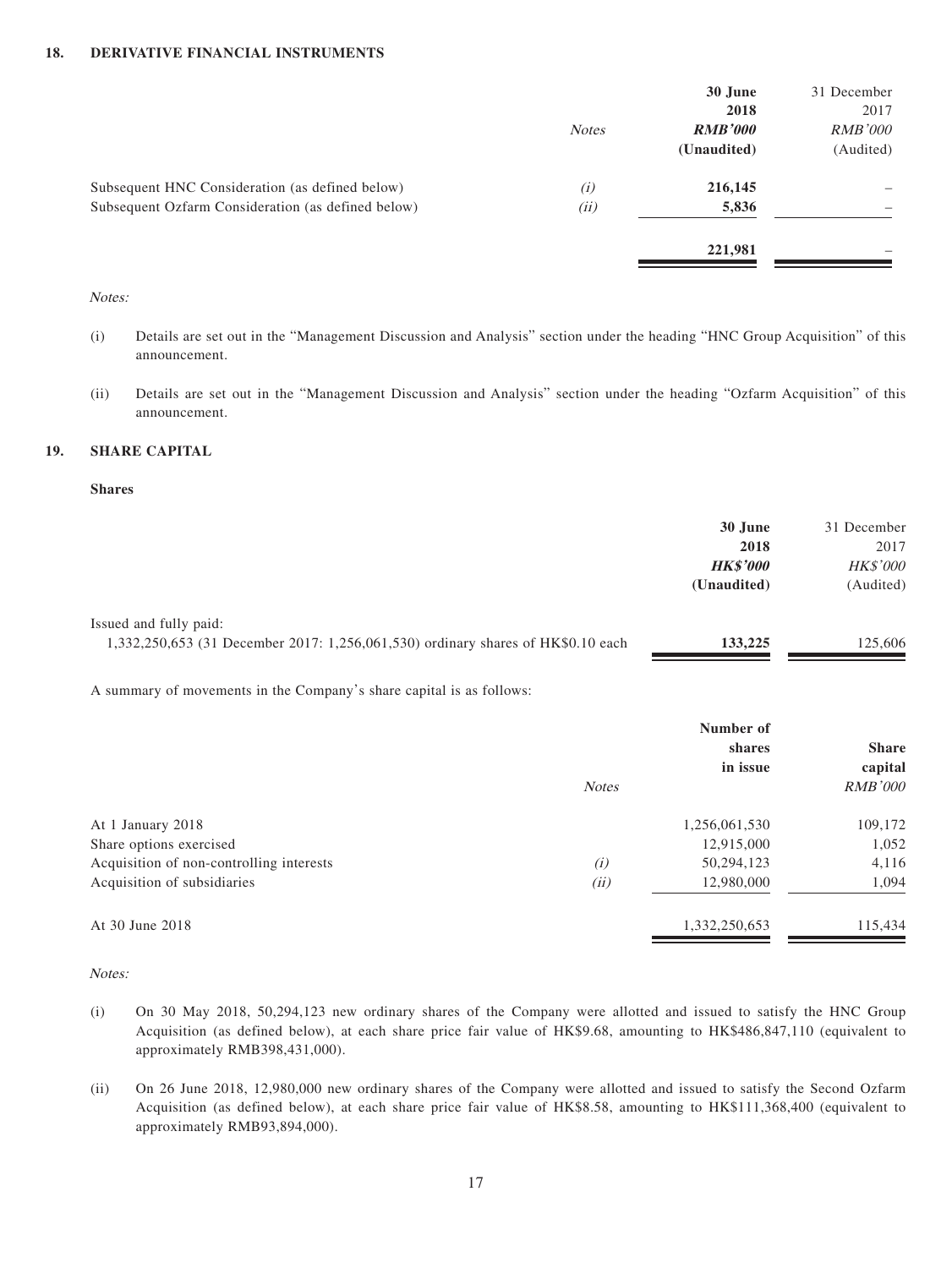## 18. DERIVATIVE FINANCIAL INSTRUMENTS

| | Notes | 30 June 2018 RMB'000 (Unaudited) | 31 December 2017 RMB'000 (Audited) |
|---|---|---|---|
| Subsequent HNC Consideration (as defined below) | (i) | 216,145 | – |
| Subsequent Ozfarm Consideration (as defined below) | (ii) | 5,836 | – |
| | | 221,981 | – |

*Notes:*

(i) Details are set out in the "Management Discussion and Analysis" section under the heading "HNC Group Acquisition" of this announcement.

(ii) Details are set out in the "Management Discussion and Analysis" section under the heading "Ozfarm Acquisition" of this announcement.

## 19. SHARE CAPITAL

**Shares**

| | 30 June 2018 HK$'000 (Unaudited) | 31 December 2017 HK$'000 (Audited) |
|---|---|---|
| Issued and fully paid: | | |
| 1,332,250,653 (31 December 2017: 1,256,061,530) ordinary shares of HK$0.10 each | 133,225 | 125,606 |

A summary of movements in the Company's share capital is as follows:

| | Notes | Number of shares in issue | Share capital RMB'000 |
|---|---|---|---|
| At 1 January 2018 | | 1,256,061,530 | 109,172 |
| Share options exercised | | 12,915,000 | 1,052 |
| Acquisition of non-controlling interests | (i) | 50,294,123 | 4,116 |
| Acquisition of subsidiaries | (ii) | 12,980,000 | 1,094 |
| At 30 June 2018 | | 1,332,250,653 | 115,434 |

*Notes:*

(i) On 30 May 2018, 50,294,123 new ordinary shares of the Company were allotted and issued to satisfy the HNC Group Acquisition (as defined below), at each share price fair value of HK$9.68, amounting to HK$486,847,110 (equivalent to approximately RMB398,431,000).

(ii) On 26 June 2018, 12,980,000 new ordinary shares of the Company were allotted and issued to satisfy the Second Ozfarm Acquisition (as defined below), at each share price fair value of HK$8.58, amounting to HK$111,368,400 (equivalent to approximately RMB93,894,000).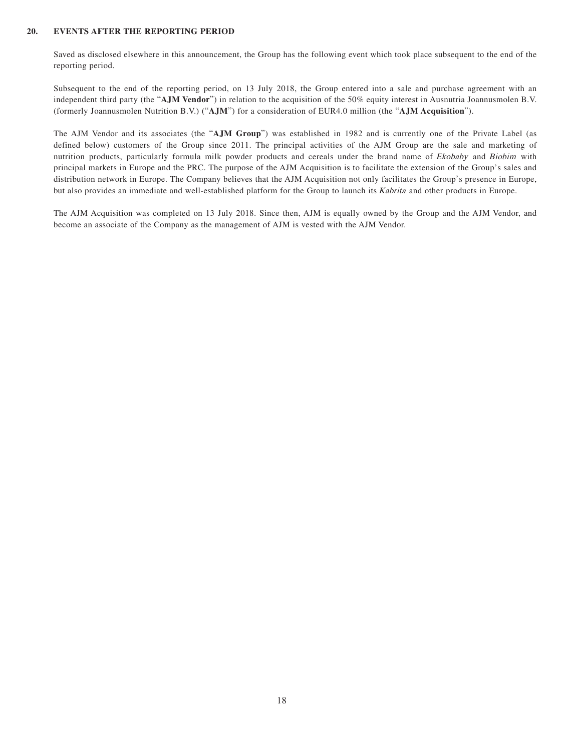## 20. EVENTS AFTER THE REPORTING PERIOD

Saved as disclosed elsewhere in this announcement, the Group has the following event which took place subsequent to the end of the reporting period.

Subsequent to the end of the reporting period, on 13 July 2018, the Group entered into a sale and purchase agreement with an independent third party (the "**AJM Vendor**") in relation to the acquisition of the 50% equity interest in Ausnutria Joannusmolen B.V. (formerly Joannusmolen Nutrition B.V.) ("**AJM**") for a consideration of EUR4.0 million (the "**AJM Acquisition**").

The AJM Vendor and its associates (the "**AJM Group**") was established in 1982 and is currently one of the Private Label (as defined below) customers of the Group since 2011. The principal activities of the AJM Group are the sale and marketing of nutrition products, particularly formula milk powder products and cereals under the brand name of *Ekobaby* and *Biobim* with principal markets in Europe and the PRC. The purpose of the AJM Acquisition is to facilitate the extension of the Group's sales and distribution network in Europe. The Company believes that the AJM Acquisition not only facilitates the Group's presence in Europe, but also provides an immediate and well-established platform for the Group to launch its *Kabrita* and other products in Europe.

The AJM Acquisition was completed on 13 July 2018. Since then, AJM is equally owned by the Group and the AJM Vendor, and become an associate of the Company as the management of AJM is vested with the AJM Vendor.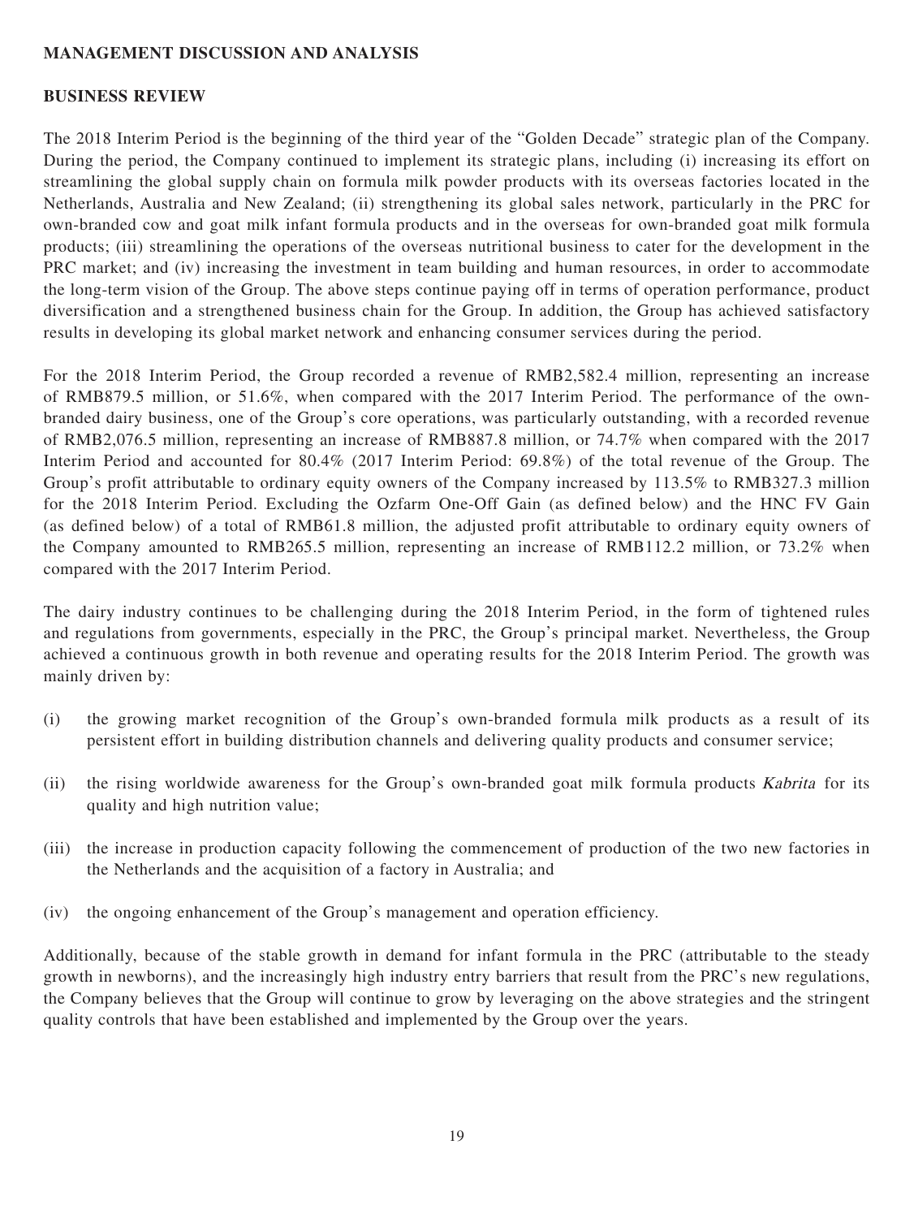## MANAGEMENT DISCUSSION AND ANALYSIS

### BUSINESS REVIEW

The 2018 Interim Period is the beginning of the third year of the "Golden Decade" strategic plan of the Company. During the period, the Company continued to implement its strategic plans, including (i) increasing its effort on streamlining the global supply chain on formula milk powder products with its overseas factories located in the Netherlands, Australia and New Zealand; (ii) strengthening its global sales network, particularly in the PRC for own-branded cow and goat milk infant formula products and in the overseas for own-branded goat milk formula products; (iii) streamlining the operations of the overseas nutritional business to cater for the development in the PRC market; and (iv) increasing the investment in team building and human resources, in order to accommodate the long-term vision of the Group. The above steps continue paying off in terms of operation performance, product diversification and a strengthened business chain for the Group. In addition, the Group has achieved satisfactory results in developing its global market network and enhancing consumer services during the period.

For the 2018 Interim Period, the Group recorded a revenue of RMB2,582.4 million, representing an increase of RMB879.5 million, or 51.6%, when compared with the 2017 Interim Period. The performance of the own-branded dairy business, one of the Group's core operations, was particularly outstanding, with a recorded revenue of RMB2,076.5 million, representing an increase of RMB887.8 million, or 74.7% when compared with the 2017 Interim Period and accounted for 80.4% (2017 Interim Period: 69.8%) of the total revenue of the Group. The Group's profit attributable to ordinary equity owners of the Company increased by 113.5% to RMB327.3 million for the 2018 Interim Period. Excluding the Ozfarm One-Off Gain (as defined below) and the HNC FV Gain (as defined below) of a total of RMB61.8 million, the adjusted profit attributable to ordinary equity owners of the Company amounted to RMB265.5 million, representing an increase of RMB112.2 million, or 73.2% when compared with the 2017 Interim Period.

The dairy industry continues to be challenging during the 2018 Interim Period, in the form of tightened rules and regulations from governments, especially in the PRC, the Group's principal market. Nevertheless, the Group achieved a continuous growth in both revenue and operating results for the 2018 Interim Period. The growth was mainly driven by:

(i) the growing market recognition of the Group's own-branded formula milk products as a result of its persistent effort in building distribution channels and delivering quality products and consumer service;

(ii) the rising worldwide awareness for the Group's own-branded goat milk formula products *Kabrita* for its quality and high nutrition value;

(iii) the increase in production capacity following the commencement of production of the two new factories in the Netherlands and the acquisition of a factory in Australia; and

(iv) the ongoing enhancement of the Group's management and operation efficiency.

Additionally, because of the stable growth in demand for infant formula in the PRC (attributable to the steady growth in newborns), and the increasingly high industry entry barriers that result from the PRC's new regulations, the Company believes that the Group will continue to grow by leveraging on the above strategies and the stringent quality controls that have been established and implemented by the Group over the years.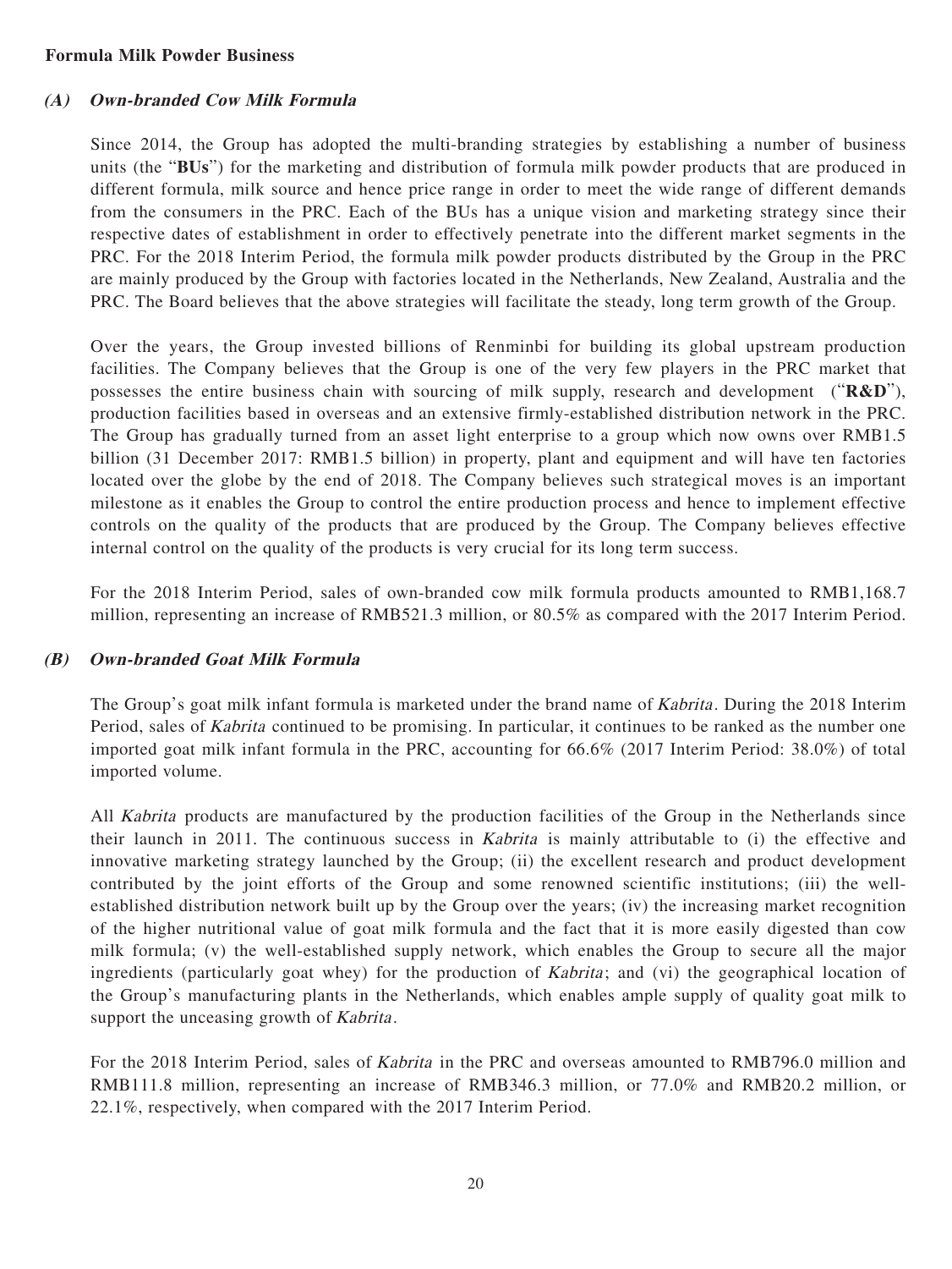## Formula Milk Powder Business

### *(A) Own-branded Cow Milk Formula*

Since 2014, the Group has adopted the multi-branding strategies by establishing a number of business units (the "**BUs**") for the marketing and distribution of formula milk powder products that are produced in different formula, milk source and hence price range in order to meet the wide range of different demands from the consumers in the PRC. Each of the BUs has a unique vision and marketing strategy since their respective dates of establishment in order to effectively penetrate into the different market segments in the PRC. For the 2018 Interim Period, the formula milk powder products distributed by the Group in the PRC are mainly produced by the Group with factories located in the Netherlands, New Zealand, Australia and the PRC. The Board believes that the above strategies will facilitate the steady, long term growth of the Group.

Over the years, the Group invested billions of Renminbi for building its global upstream production facilities. The Company believes that the Group is one of the very few players in the PRC market that possesses the entire business chain with sourcing of milk supply, research and development ("**R&D**"), production facilities based in overseas and an extensive firmly-established distribution network in the PRC. The Group has gradually turned from an asset light enterprise to a group which now owns over RMB1.5 billion (31 December 2017: RMB1.5 billion) in property, plant and equipment and will have ten factories located over the globe by the end of 2018. The Company believes such strategical moves is an important milestone as it enables the Group to control the entire production process and hence to implement effective controls on the quality of the products that are produced by the Group. The Company believes effective internal control on the quality of the products is very crucial for its long term success.

For the 2018 Interim Period, sales of own-branded cow milk formula products amounted to RMB1,168.7 million, representing an increase of RMB521.3 million, or 80.5% as compared with the 2017 Interim Period.

### *(B) Own-branded Goat Milk Formula*

The Group's goat milk infant formula is marketed under the brand name of *Kabrita*. During the 2018 Interim Period, sales of *Kabrita* continued to be promising. In particular, it continues to be ranked as the number one imported goat milk infant formula in the PRC, accounting for 66.6% (2017 Interim Period: 38.0%) of total imported volume.

All *Kabrita* products are manufactured by the production facilities of the Group in the Netherlands since their launch in 2011. The continuous success in *Kabrita* is mainly attributable to (i) the effective and innovative marketing strategy launched by the Group; (ii) the excellent research and product development contributed by the joint efforts of the Group and some renowned scientific institutions; (iii) the well-established distribution network built up by the Group over the years; (iv) the increasing market recognition of the higher nutritional value of goat milk formula and the fact that it is more easily digested than cow milk formula; (v) the well-established supply network, which enables the Group to secure all the major ingredients (particularly goat whey) for the production of *Kabrita*; and (vi) the geographical location of the Group's manufacturing plants in the Netherlands, which enables ample supply of quality goat milk to support the unceasing growth of *Kabrita*.

For the 2018 Interim Period, sales of *Kabrita* in the PRC and overseas amounted to RMB796.0 million and RMB111.8 million, representing an increase of RMB346.3 million, or 77.0% and RMB20.2 million, or 22.1%, respectively, when compared with the 2017 Interim Period.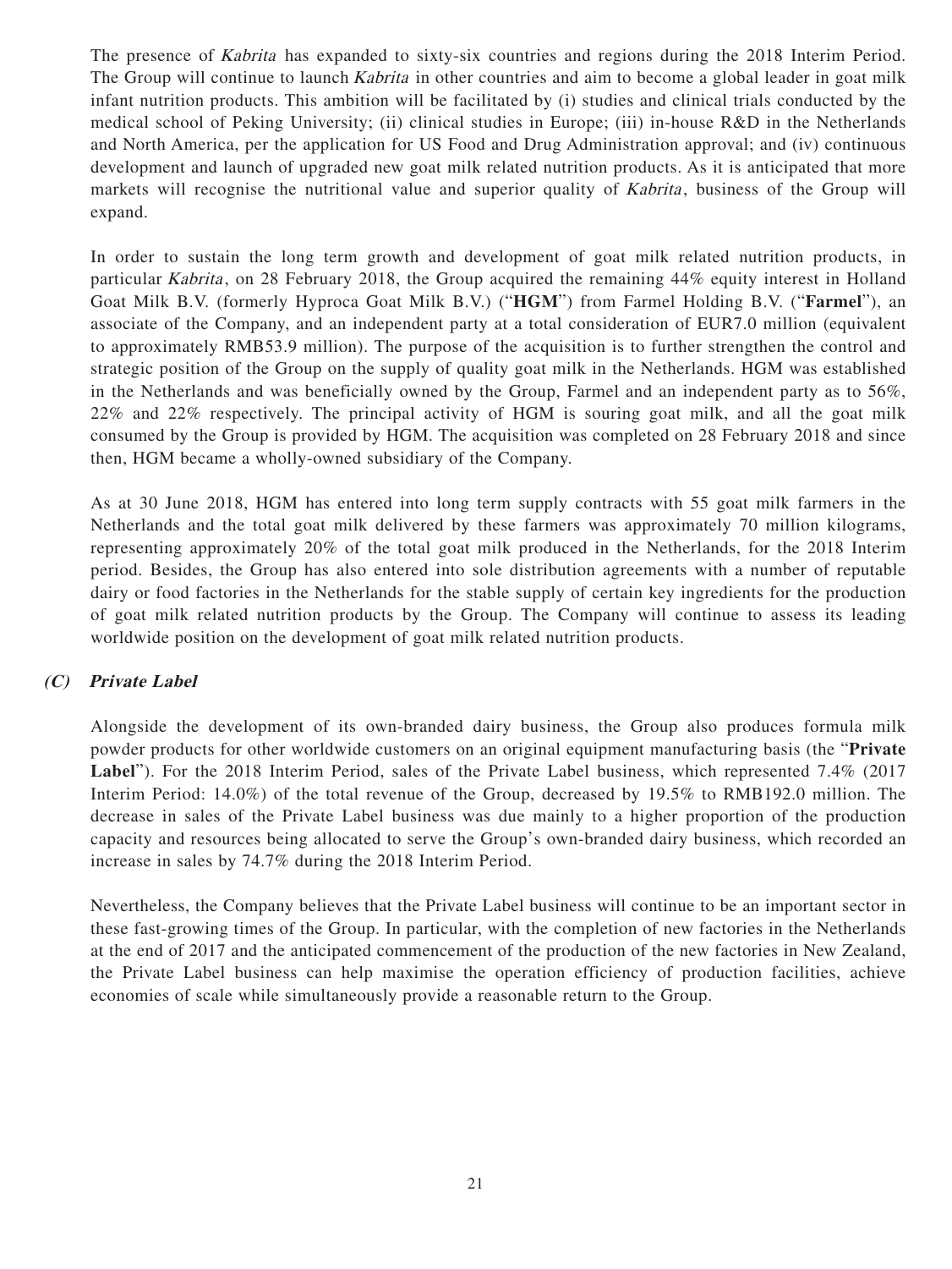The presence of *Kabrita* has expanded to sixty-six countries and regions during the 2018 Interim Period. The Group will continue to launch *Kabrita* in other countries and aim to become a global leader in goat milk infant nutrition products. This ambition will be facilitated by (i) studies and clinical trials conducted by the medical school of Peking University; (ii) clinical studies in Europe; (iii) in-house R&D in the Netherlands and North America, per the application for US Food and Drug Administration approval; and (iv) continuous development and launch of upgraded new goat milk related nutrition products. As it is anticipated that more markets will recognise the nutritional value and superior quality of *Kabrita*, business of the Group will expand.

In order to sustain the long term growth and development of goat milk related nutrition products, in particular *Kabrita*, on 28 February 2018, the Group acquired the remaining 44% equity interest in Holland Goat Milk B.V. (formerly Hyproca Goat Milk B.V.) ("**HGM**") from Farmel Holding B.V. ("**Farmel**"), an associate of the Company, and an independent party at a total consideration of EUR7.0 million (equivalent to approximately RMB53.9 million). The purpose of the acquisition is to further strengthen the control and strategic position of the Group on the supply of quality goat milk in the Netherlands. HGM was established in the Netherlands and was beneficially owned by the Group, Farmel and an independent party as to 56%, 22% and 22% respectively. The principal activity of HGM is souring goat milk, and all the goat milk consumed by the Group is provided by HGM. The acquisition was completed on 28 February 2018 and since then, HGM became a wholly-owned subsidiary of the Company.

As at 30 June 2018, HGM has entered into long term supply contracts with 55 goat milk farmers in the Netherlands and the total goat milk delivered by these farmers was approximately 70 million kilograms, representing approximately 20% of the total goat milk produced in the Netherlands, for the 2018 Interim period. Besides, the Group has also entered into sole distribution agreements with a number of reputable dairy or food factories in the Netherlands for the stable supply of certain key ingredients for the production of goat milk related nutrition products by the Group. The Company will continue to assess its leading worldwide position on the development of goat milk related nutrition products.

### *(C) Private Label*

Alongside the development of its own-branded dairy business, the Group also produces formula milk powder products for other worldwide customers on an original equipment manufacturing basis (the "**Private Label**"). For the 2018 Interim Period, sales of the Private Label business, which represented 7.4% (2017 Interim Period: 14.0%) of the total revenue of the Group, decreased by 19.5% to RMB192.0 million. The decrease in sales of the Private Label business was due mainly to a higher proportion of the production capacity and resources being allocated to serve the Group's own-branded dairy business, which recorded an increase in sales by 74.7% during the 2018 Interim Period.

Nevertheless, the Company believes that the Private Label business will continue to be an important sector in these fast-growing times of the Group. In particular, with the completion of new factories in the Netherlands at the end of 2017 and the anticipated commencement of the production of the new factories in New Zealand, the Private Label business can help maximise the operation efficiency of production facilities, achieve economies of scale while simultaneously provide a reasonable return to the Group.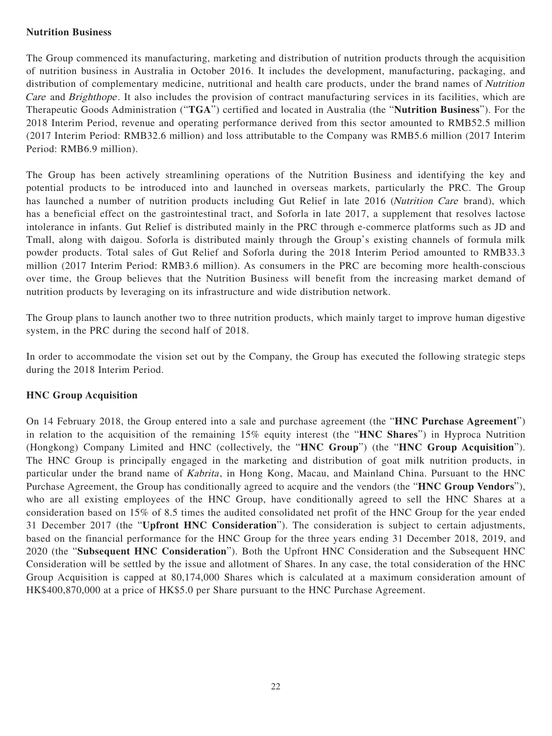**Nutrition Business**

The Group commenced its manufacturing, marketing and distribution of nutrition products through the acquisition of nutrition business in Australia in October 2016. It includes the development, manufacturing, packaging, and distribution of complementary medicine, nutritional and health care products, under the brand names of *Nutrition Care* and *Brighthope*. It also includes the provision of contract manufacturing services in its facilities, which are Therapeutic Goods Administration ("**TGA**") certified and located in Australia (the "**Nutrition Business**"). For the 2018 Interim Period, revenue and operating performance derived from this sector amounted to RMB52.5 million (2017 Interim Period: RMB32.6 million) and loss attributable to the Company was RMB5.6 million (2017 Interim Period: RMB6.9 million).

The Group has been actively streamlining operations of the Nutrition Business and identifying the key and potential products to be introduced into and launched in overseas markets, particularly the PRC. The Group has launched a number of nutrition products including Gut Relief in late 2016 (*Nutrition Care* brand), which has a beneficial effect on the gastrointestinal tract, and Soforla in late 2017, a supplement that resolves lactose intolerance in infants. Gut Relief is distributed mainly in the PRC through e-commerce platforms such as JD and Tmall, along with daigou. Soforla is distributed mainly through the Group's existing channels of formula milk powder products. Total sales of Gut Relief and Soforla during the 2018 Interim Period amounted to RMB33.3 million (2017 Interim Period: RMB3.6 million). As consumers in the PRC are becoming more health-conscious over time, the Group believes that the Nutrition Business will benefit from the increasing market demand of nutrition products by leveraging on its infrastructure and wide distribution network.

The Group plans to launch another two to three nutrition products, which mainly target to improve human digestive system, in the PRC during the second half of 2018.

In order to accommodate the vision set out by the Company, the Group has executed the following strategic steps during the 2018 Interim Period.

**HNC Group Acquisition**

On 14 February 2018, the Group entered into a sale and purchase agreement (the "**HNC Purchase Agreement**") in relation to the acquisition of the remaining 15% equity interest (the "**HNC Shares**") in Hyproca Nutrition (Hongkong) Company Limited and HNC (collectively, the "**HNC Group**") (the "**HNC Group Acquisition**"). The HNC Group is principally engaged in the marketing and distribution of goat milk nutrition products, in particular under the brand name of *Kabrita*, in Hong Kong, Macau, and Mainland China. Pursuant to the HNC Purchase Agreement, the Group has conditionally agreed to acquire and the vendors (the "**HNC Group Vendors**"), who are all existing employees of the HNC Group, have conditionally agreed to sell the HNC Shares at a consideration based on 15% of 8.5 times the audited consolidated net profit of the HNC Group for the year ended 31 December 2017 (the "**Upfront HNC Consideration**"). The consideration is subject to certain adjustments, based on the financial performance for the HNC Group for the three years ending 31 December 2018, 2019, and 2020 (the "**Subsequent HNC Consideration**"). Both the Upfront HNC Consideration and the Subsequent HNC Consideration will be settled by the issue and allotment of Shares. In any case, the total consideration of the HNC Group Acquisition is capped at 80,174,000 Shares which is calculated at a maximum consideration amount of HK$400,870,000 at a price of HK$5.0 per Share pursuant to the HNC Purchase Agreement.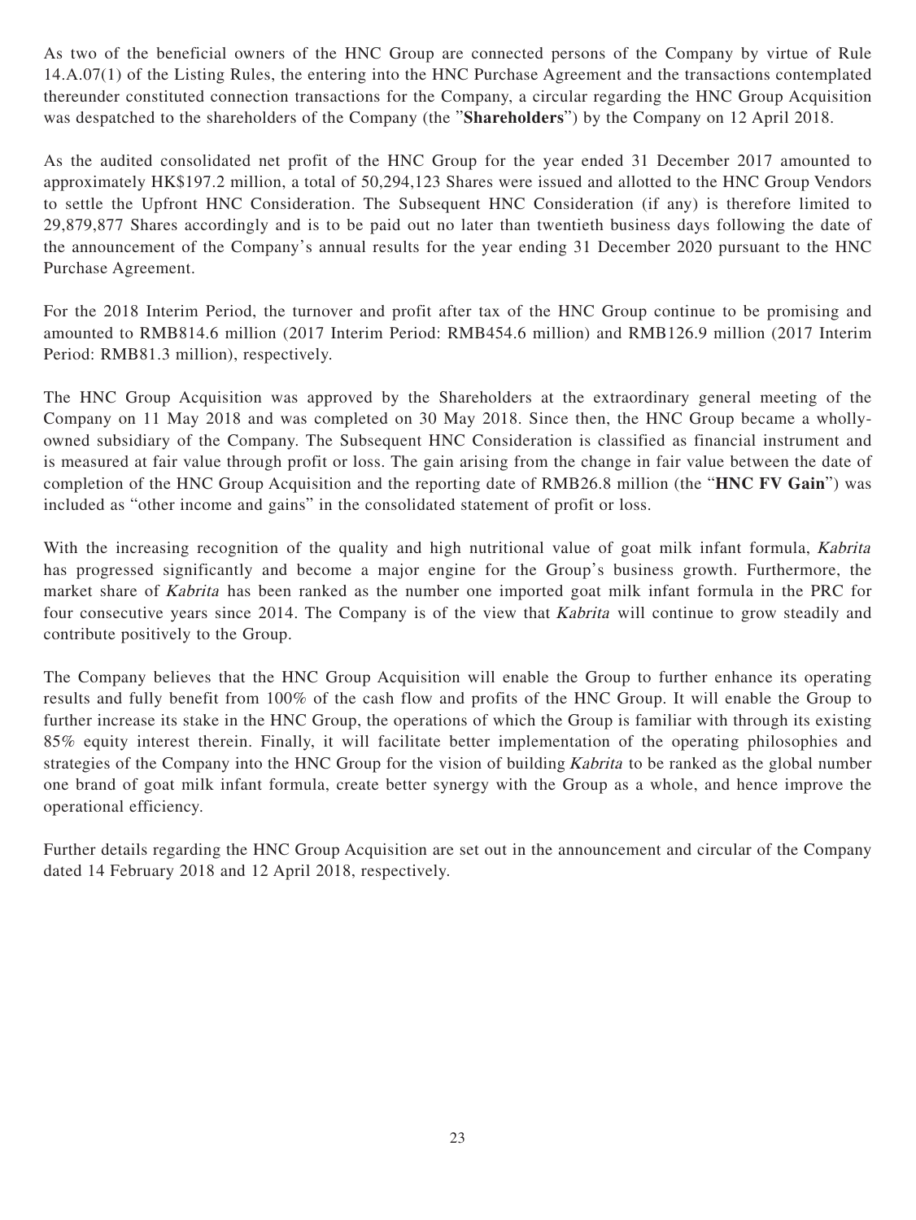As two of the beneficial owners of the HNC Group are connected persons of the Company by virtue of Rule 14.A.07(1) of the Listing Rules, the entering into the HNC Purchase Agreement and the transactions contemplated thereunder constituted connection transactions for the Company, a circular regarding the HNC Group Acquisition was despatched to the shareholders of the Company (the "**Shareholders**") by the Company on 12 April 2018.

As the audited consolidated net profit of the HNC Group for the year ended 31 December 2017 amounted to approximately HK$197.2 million, a total of 50,294,123 Shares were issued and allotted to the HNC Group Vendors to settle the Upfront HNC Consideration. The Subsequent HNC Consideration (if any) is therefore limited to 29,879,877 Shares accordingly and is to be paid out no later than twentieth business days following the date of the announcement of the Company's annual results for the year ending 31 December 2020 pursuant to the HNC Purchase Agreement.

For the 2018 Interim Period, the turnover and profit after tax of the HNC Group continue to be promising and amounted to RMB814.6 million (2017 Interim Period: RMB454.6 million) and RMB126.9 million (2017 Interim Period: RMB81.3 million), respectively.

The HNC Group Acquisition was approved by the Shareholders at the extraordinary general meeting of the Company on 11 May 2018 and was completed on 30 May 2018. Since then, the HNC Group became a wholly-owned subsidiary of the Company. The Subsequent HNC Consideration is classified as financial instrument and is measured at fair value through profit or loss. The gain arising from the change in fair value between the date of completion of the HNC Group Acquisition and the reporting date of RMB26.8 million (the "**HNC FV Gain**") was included as "other income and gains" in the consolidated statement of profit or loss.

With the increasing recognition of the quality and high nutritional value of goat milk infant formula, *Kabrita* has progressed significantly and become a major engine for the Group's business growth. Furthermore, the market share of *Kabrita* has been ranked as the number one imported goat milk infant formula in the PRC for four consecutive years since 2014. The Company is of the view that *Kabrita* will continue to grow steadily and contribute positively to the Group.

The Company believes that the HNC Group Acquisition will enable the Group to further enhance its operating results and fully benefit from 100% of the cash flow and profits of the HNC Group. It will enable the Group to further increase its stake in the HNC Group, the operations of which the Group is familiar with through its existing 85% equity interest therein. Finally, it will facilitate better implementation of the operating philosophies and strategies of the Company into the HNC Group for the vision of building *Kabrita* to be ranked as the global number one brand of goat milk infant formula, create better synergy with the Group as a whole, and hence improve the operational efficiency.

Further details regarding the HNC Group Acquisition are set out in the announcement and circular of the Company dated 14 February 2018 and 12 April 2018, respectively.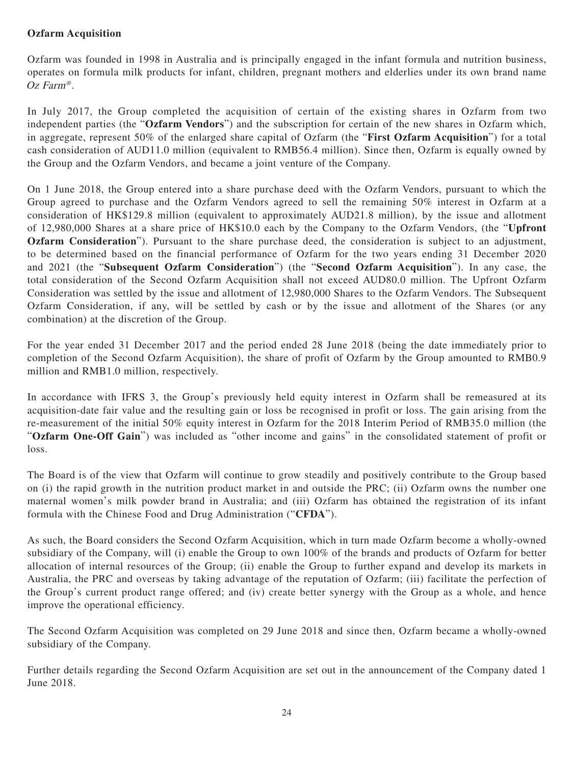**Ozfarm Acquisition**

Ozfarm was founded in 1998 in Australia and is principally engaged in the infant formula and nutrition business, operates on formula milk products for infant, children, pregnant mothers and elderlies under its own brand name *Oz Farm®*.

In July 2017, the Group completed the acquisition of certain of the existing shares in Ozfarm from two independent parties (the "**Ozfarm Vendors**") and the subscription for certain of the new shares in Ozfarm which, in aggregate, represent 50% of the enlarged share capital of Ozfarm (the "**First Ozfarm Acquisition**") for a total cash consideration of AUD11.0 million (equivalent to RMB56.4 million). Since then, Ozfarm is equally owned by the Group and the Ozfarm Vendors, and became a joint venture of the Company.

On 1 June 2018, the Group entered into a share purchase deed with the Ozfarm Vendors, pursuant to which the Group agreed to purchase and the Ozfarm Vendors agreed to sell the remaining 50% interest in Ozfarm at a consideration of HK$129.8 million (equivalent to approximately AUD21.8 million), by the issue and allotment of 12,980,000 Shares at a share price of HK$10.0 each by the Company to the Ozfarm Vendors, (the "**Upfront Ozfarm Consideration**"). Pursuant to the share purchase deed, the consideration is subject to an adjustment, to be determined based on the financial performance of Ozfarm for the two years ending 31 December 2020 and 2021 (the "**Subsequent Ozfarm Consideration**") (the "**Second Ozfarm Acquisition**"). In any case, the total consideration of the Second Ozfarm Acquisition shall not exceed AUD80.0 million. The Upfront Ozfarm Consideration was settled by the issue and allotment of 12,980,000 Shares to the Ozfarm Vendors. The Subsequent Ozfarm Consideration, if any, will be settled by cash or by the issue and allotment of the Shares (or any combination) at the discretion of the Group.

For the year ended 31 December 2017 and the period ended 28 June 2018 (being the date immediately prior to completion of the Second Ozfarm Acquisition), the share of profit of Ozfarm by the Group amounted to RMB0.9 million and RMB1.0 million, respectively.

In accordance with IFRS 3, the Group's previously held equity interest in Ozfarm shall be remeasured at its acquisition-date fair value and the resulting gain or loss be recognised in profit or loss. The gain arising from the re-measurement of the initial 50% equity interest in Ozfarm for the 2018 Interim Period of RMB35.0 million (the "**Ozfarm One-Off Gain**") was included as "other income and gains" in the consolidated statement of profit or loss.

The Board is of the view that Ozfarm will continue to grow steadily and positively contribute to the Group based on (i) the rapid growth in the nutrition product market in and outside the PRC; (ii) Ozfarm owns the number one maternal women's milk powder brand in Australia; and (iii) Ozfarm has obtained the registration of its infant formula with the Chinese Food and Drug Administration ("**CFDA**").

As such, the Board considers the Second Ozfarm Acquisition, which in turn made Ozfarm become a wholly-owned subsidiary of the Company, will (i) enable the Group to own 100% of the brands and products of Ozfarm for better allocation of internal resources of the Group; (ii) enable the Group to further expand and develop its markets in Australia, the PRC and overseas by taking advantage of the reputation of Ozfarm; (iii) facilitate the perfection of the Group's current product range offered; and (iv) create better synergy with the Group as a whole, and hence improve the operational efficiency.

The Second Ozfarm Acquisition was completed on 29 June 2018 and since then, Ozfarm became a wholly-owned subsidiary of the Company.

Further details regarding the Second Ozfarm Acquisition are set out in the announcement of the Company dated 1 June 2018.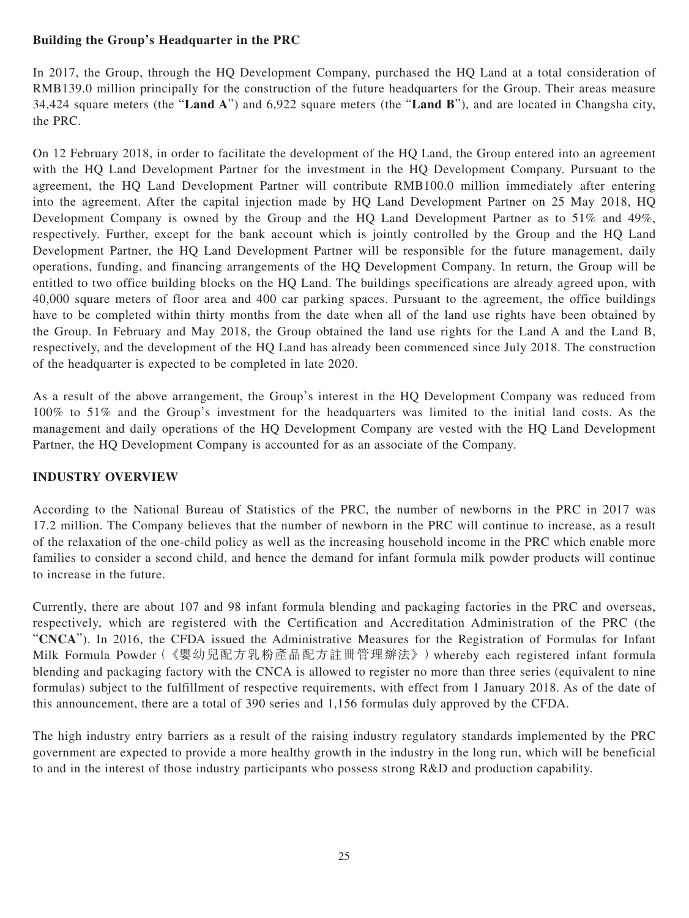**Building the Group's Headquarter in the PRC**

In 2017, the Group, through the HQ Development Company, purchased the HQ Land at a total consideration of RMB139.0 million principally for the construction of the future headquarters for the Group. Their areas measure 34,424 square meters (the "**Land A**") and 6,922 square meters (the "**Land B**"), and are located in Changsha city, the PRC.

On 12 February 2018, in order to facilitate the development of the HQ Land, the Group entered into an agreement with the HQ Land Development Partner for the investment in the HQ Development Company. Pursuant to the agreement, the HQ Land Development Partner will contribute RMB100.0 million immediately after entering into the agreement. After the capital injection made by HQ Land Development Partner on 25 May 2018, HQ Development Company is owned by the Group and the HQ Land Development Partner as to 51% and 49%, respectively. Further, except for the bank account which is jointly controlled by the Group and the HQ Land Development Partner, the HQ Land Development Partner will be responsible for the future management, daily operations, funding, and financing arrangements of the HQ Development Company. In return, the Group will be entitled to two office building blocks on the HQ Land. The buildings specifications are already agreed upon, with 40,000 square meters of floor area and 400 car parking spaces. Pursuant to the agreement, the office buildings have to be completed within thirty months from the date when all of the land use rights have been obtained by the Group. In February and May 2018, the Group obtained the land use rights for the Land A and the Land B, respectively, and the development of the HQ Land has already been commenced since July 2018. The construction of the headquarter is expected to be completed in late 2020.

As a result of the above arrangement, the Group's interest in the HQ Development Company was reduced from 100% to 51% and the Group's investment for the headquarters was limited to the initial land costs. As the management and daily operations of the HQ Development Company are vested with the HQ Land Development Partner, the HQ Development Company is accounted for as an associate of the Company.

## INDUSTRY OVERVIEW

According to the National Bureau of Statistics of the PRC, the number of newborns in the PRC in 2017 was 17.2 million. The Company believes that the number of newborn in the PRC will continue to increase, as a result of the relaxation of the one-child policy as well as the increasing household income in the PRC which enable more families to consider a second child, and hence the demand for infant formula milk powder products will continue to increase in the future.

Currently, there are about 107 and 98 infant formula blending and packaging factories in the PRC and overseas, respectively, which are registered with the Certification and Accreditation Administration of the PRC (the "**CNCA**"). In 2016, the CFDA issued the Administrative Measures for the Registration of Formulas for Infant Milk Formula Powder (《嬰幼兒配方乳粉產品配方註冊管理辦法》) whereby each registered infant formula blending and packaging factory with the CNCA is allowed to register no more than three series (equivalent to nine formulas) subject to the fulfillment of respective requirements, with effect from 1 January 2018. As of the date of this announcement, there are a total of 390 series and 1,156 formulas duly approved by the CFDA.

The high industry entry barriers as a result of the raising industry regulatory standards implemented by the PRC government are expected to provide a more healthy growth in the industry in the long run, which will be beneficial to and in the interest of those industry participants who possess strong R&D and production capability.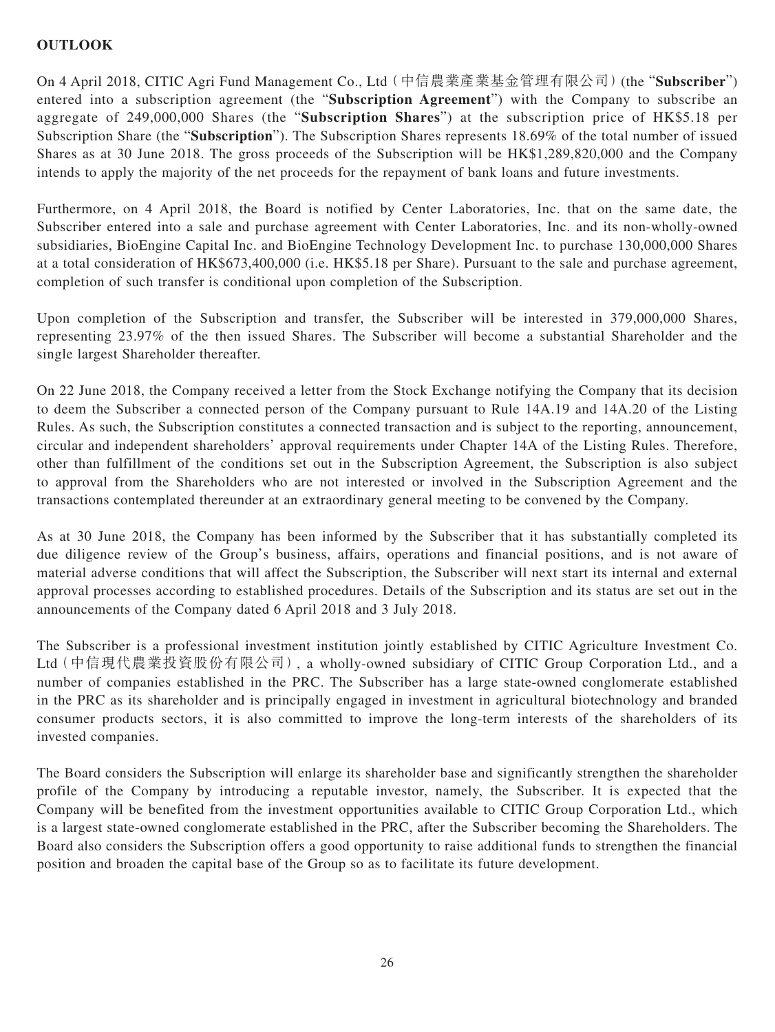## OUTLOOK

On 4 April 2018, CITIC Agri Fund Management Co., Ltd（中信農業產業基金管理有限公司）(the "**Subscriber**") entered into a subscription agreement (the "**Subscription Agreement**") with the Company to subscribe an aggregate of 249,000,000 Shares (the "**Subscription Shares**") at the subscription price of HK$5.18 per Subscription Share (the "**Subscription**"). The Subscription Shares represents 18.69% of the total number of issued Shares as at 30 June 2018. The gross proceeds of the Subscription will be HK$1,289,820,000 and the Company intends to apply the majority of the net proceeds for the repayment of bank loans and future investments.

Furthermore, on 4 April 2018, the Board is notified by Center Laboratories, Inc. that on the same date, the Subscriber entered into a sale and purchase agreement with Center Laboratories, Inc. and its non-wholly-owned subsidiaries, BioEngine Capital Inc. and BioEngine Technology Development Inc. to purchase 130,000,000 Shares at a total consideration of HK$673,400,000 (i.e. HK$5.18 per Share). Pursuant to the sale and purchase agreement, completion of such transfer is conditional upon completion of the Subscription.

Upon completion of the Subscription and transfer, the Subscriber will be interested in 379,000,000 Shares, representing 23.97% of the then issued Shares. The Subscriber will become a substantial Shareholder and the single largest Shareholder thereafter.

On 22 June 2018, the Company received a letter from the Stock Exchange notifying the Company that its decision to deem the Subscriber a connected person of the Company pursuant to Rule 14A.19 and 14A.20 of the Listing Rules. As such, the Subscription constitutes a connected transaction and is subject to the reporting, announcement, circular and independent shareholders' approval requirements under Chapter 14A of the Listing Rules. Therefore, other than fulfillment of the conditions set out in the Subscription Agreement, the Subscription is also subject to approval from the Shareholders who are not interested or involved in the Subscription Agreement and the transactions contemplated thereunder at an extraordinary general meeting to be convened by the Company.

As at 30 June 2018, the Company has been informed by the Subscriber that it has substantially completed its due diligence review of the Group's business, affairs, operations and financial positions, and is not aware of material adverse conditions that will affect the Subscription, the Subscriber will next start its internal and external approval processes according to established procedures. Details of the Subscription and its status are set out in the announcements of the Company dated 6 April 2018 and 3 July 2018.

The Subscriber is a professional investment institution jointly established by CITIC Agriculture Investment Co. Ltd（中信現代農業投資股份有限公司）, a wholly-owned subsidiary of CITIC Group Corporation Ltd., and a number of companies established in the PRC. The Subscriber has a large state-owned conglomerate established in the PRC as its shareholder and is principally engaged in investment in agricultural biotechnology and branded consumer products sectors, it is also committed to improve the long-term interests of the shareholders of its invested companies.

The Board considers the Subscription will enlarge its shareholder base and significantly strengthen the shareholder profile of the Company by introducing a reputable investor, namely, the Subscriber. It is expected that the Company will be benefited from the investment opportunities available to CITIC Group Corporation Ltd., which is a largest state-owned conglomerate established in the PRC, after the Subscriber becoming the Shareholders. The Board also considers the Subscription offers a good opportunity to raise additional funds to strengthen the financial position and broaden the capital base of the Group so as to facilitate its future development.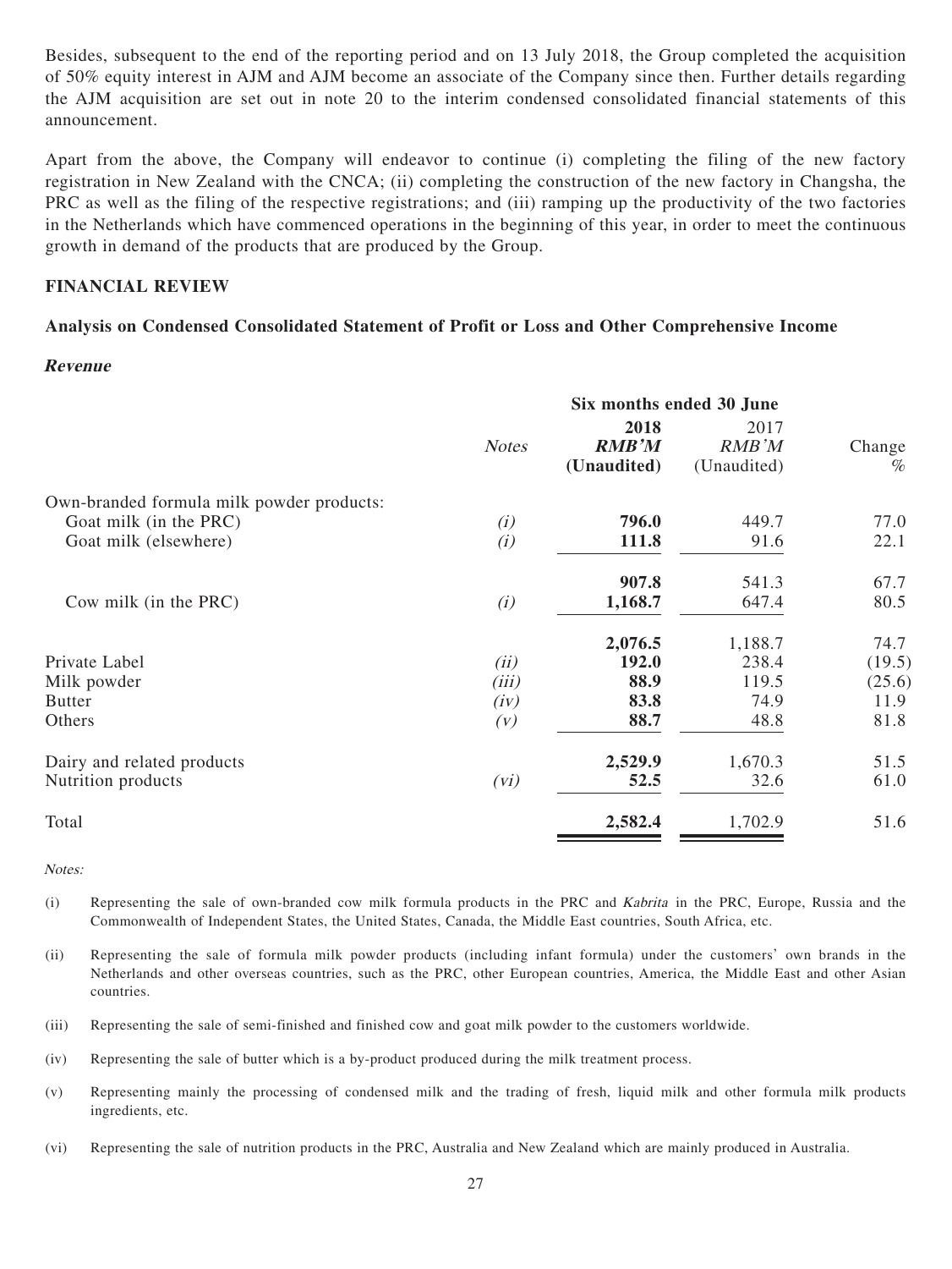Besides, subsequent to the end of the reporting period and on 13 July 2018, the Group completed the acquisition of 50% equity interest in AJM and AJM become an associate of the Company since then. Further details regarding the AJM acquisition are set out in note 20 to the interim condensed consolidated financial statements of this announcement.

Apart from the above, the Company will endeavor to continue (i) completing the filing of the new factory registration in New Zealand with the CNCA; (ii) completing the construction of the new factory in Changsha, the PRC as well as the filing of the respective registrations; and (iii) ramping up the productivity of the two factories in the Netherlands which have commenced operations in the beginning of this year, in order to meet the continuous growth in demand of the products that are produced by the Group.

## FINANCIAL REVIEW

### Analysis on Condensed Consolidated Statement of Profit or Loss and Other Comprehensive Income

#### *Revenue*

| | | Six months ended 30 June | | |
|---|---|---|---|---|
| | *Notes* | **2018** *RMB'M* **(Unaudited)** | 2017 *RMB'M* (Unaudited) | Change % |
| Own-branded formula milk powder products: | | | | |
| Goat milk (in the PRC) | *(i)* | **796.0** | 449.7 | 77.0 |
| Goat milk (elsewhere) | *(i)* | **111.8** | 91.6 | 22.1 |
| | | **907.8** | 541.3 | 67.7 |
| Cow milk (in the PRC) | *(i)* | **1,168.7** | 647.4 | 80.5 |
| | | **2,076.5** | 1,188.7 | 74.7 |
| Private Label | *(ii)* | **192.0** | 238.4 | (19.5) |
| Milk powder | *(iii)* | **88.9** | 119.5 | (25.6) |
| Butter | *(iv)* | **83.8** | 74.9 | 11.9 |
| Others | *(v)* | **88.7** | 48.8 | 81.8 |
| Dairy and related products | | **2,529.9** | 1,670.3 | 51.5 |
| Nutrition products | *(vi)* | **52.5** | 32.6 | 61.0 |
| Total | | **2,582.4** | 1,702.9 | 51.6 |

*Notes:*

(i) Representing the sale of own-branded cow milk formula products in the PRC and *Kabrita* in the PRC, Europe, Russia and the Commonwealth of Independent States, the United States, Canada, the Middle East countries, South Africa, etc.

(ii) Representing the sale of formula milk powder products (including infant formula) under the customers' own brands in the Netherlands and other overseas countries, such as the PRC, other European countries, America, the Middle East and other Asian countries.

(iii) Representing the sale of semi-finished and finished cow and goat milk powder to the customers worldwide.

(iv) Representing the sale of butter which is a by-product produced during the milk treatment process.

(v) Representing mainly the processing of condensed milk and the trading of fresh, liquid milk and other formula milk products ingredients, etc.

(vi) Representing the sale of nutrition products in the PRC, Australia and New Zealand which are mainly produced in Australia.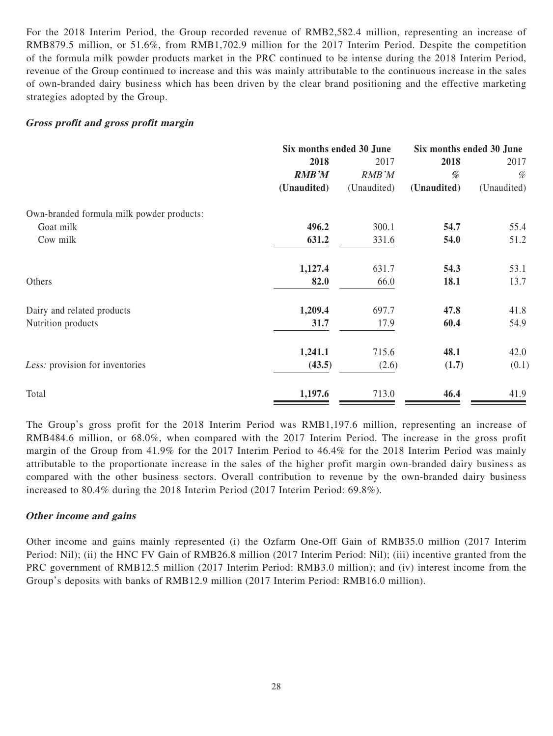For the 2018 Interim Period, the Group recorded revenue of RMB2,582.4 million, representing an increase of RMB879.5 million, or 51.6%, from RMB1,702.9 million for the 2017 Interim Period. Despite the competition of the formula milk powder products market in the PRC continued to be intense during the 2018 Interim Period, revenue of the Group continued to increase and this was mainly attributable to the continuous increase in the sales of own-branded dairy business which has been driven by the clear brand positioning and the effective marketing strategies adopted by the Group.

***Gross profit and gross profit margin***

| | Six months ended 30 June | | Six months ended 30 June | |
|---|---|---|---|---|
| | **2018** | 2017 | **2018** | 2017 |
| | ***RMB'M*** | *RMB'M* | ***%*** | *%* |
| | **(Unaudited)** | (Unaudited) | **(Unaudited)** | (Unaudited) |
| Own-branded formula milk powder products: | | | | |
| Goat milk | **496.2** | 300.1 | **54.7** | 55.4 |
| Cow milk | **631.2** | 331.6 | **54.0** | 51.2 |
| | **1,127.4** | 631.7 | **54.3** | 53.1 |
| Others | **82.0** | 66.0 | **18.1** | 13.7 |
| Dairy and related products | **1,209.4** | 697.7 | **47.8** | 41.8 |
| Nutrition products | **31.7** | 17.9 | **60.4** | 54.9 |
| | **1,241.1** | 715.6 | **48.1** | 42.0 |
| *Less:* provision for inventories | **(43.5)** | (2.6) | **(1.7)** | (0.1) |
| Total | **1,197.6** | 713.0 | **46.4** | 41.9 |

The Group's gross profit for the 2018 Interim Period was RMB1,197.6 million, representing an increase of RMB484.6 million, or 68.0%, when compared with the 2017 Interim Period. The increase in the gross profit margin of the Group from 41.9% for the 2017 Interim Period to 46.4% for the 2018 Interim Period was mainly attributable to the proportionate increase in the sales of the higher profit margin own-branded dairy business as compared with the other business sectors. Overall contribution to revenue by the own-branded dairy business increased to 80.4% during the 2018 Interim Period (2017 Interim Period: 69.8%).

***Other income and gains***

Other income and gains mainly represented (i) the Ozfarm One-Off Gain of RMB35.0 million (2017 Interim Period: Nil); (ii) the HNC FV Gain of RMB26.8 million (2017 Interim Period: Nil); (iii) incentive granted from the PRC government of RMB12.5 million (2017 Interim Period: RMB3.0 million); and (iv) interest income from the Group's deposits with banks of RMB12.9 million (2017 Interim Period: RMB16.0 million).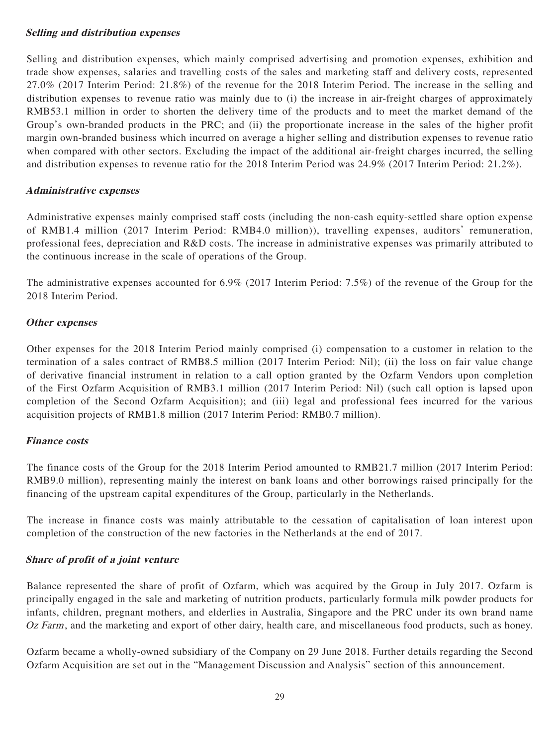#### ***Selling and distribution expenses***

Selling and distribution expenses, which mainly comprised advertising and promotion expenses, exhibition and trade show expenses, salaries and travelling costs of the sales and marketing staff and delivery costs, represented 27.0% (2017 Interim Period: 21.8%) of the revenue for the 2018 Interim Period. The increase in the selling and distribution expenses to revenue ratio was mainly due to (i) the increase in air-freight charges of approximately RMB53.1 million in order to shorten the delivery time of the products and to meet the market demand of the Group's own-branded products in the PRC; and (ii) the proportionate increase in the sales of the higher profit margin own-branded business which incurred on average a higher selling and distribution expenses to revenue ratio when compared with other sectors. Excluding the impact of the additional air-freight charges incurred, the selling and distribution expenses to revenue ratio for the 2018 Interim Period was 24.9% (2017 Interim Period: 21.2%).

#### ***Administrative expenses***

Administrative expenses mainly comprised staff costs (including the non-cash equity-settled share option expense of RMB1.4 million (2017 Interim Period: RMB4.0 million)), travelling expenses, auditors' remuneration, professional fees, depreciation and R&D costs. The increase in administrative expenses was primarily attributed to the continuous increase in the scale of operations of the Group.

The administrative expenses accounted for 6.9% (2017 Interim Period: 7.5%) of the revenue of the Group for the 2018 Interim Period.

#### ***Other expenses***

Other expenses for the 2018 Interim Period mainly comprised (i) compensation to a customer in relation to the termination of a sales contract of RMB8.5 million (2017 Interim Period: Nil); (ii) the loss on fair value change of derivative financial instrument in relation to a call option granted by the Ozfarm Vendors upon completion of the First Ozfarm Acquisition of RMB3.1 million (2017 Interim Period: Nil) (such call option is lapsed upon completion of the Second Ozfarm Acquisition); and (iii) legal and professional fees incurred for the various acquisition projects of RMB1.8 million (2017 Interim Period: RMB0.7 million).

#### ***Finance costs***

The finance costs of the Group for the 2018 Interim Period amounted to RMB21.7 million (2017 Interim Period: RMB9.0 million), representing mainly the interest on bank loans and other borrowings raised principally for the financing of the upstream capital expenditures of the Group, particularly in the Netherlands.

The increase in finance costs was mainly attributable to the cessation of capitalisation of loan interest upon completion of the construction of the new factories in the Netherlands at the end of 2017.

#### ***Share of profit of a joint venture***

Balance represented the share of profit of Ozfarm, which was acquired by the Group in July 2017. Ozfarm is principally engaged in the sale and marketing of nutrition products, particularly formula milk powder products for infants, children, pregnant mothers, and elderlies in Australia, Singapore and the PRC under its own brand name *Oz Farm*, and the marketing and export of other dairy, health care, and miscellaneous food products, such as honey.

Ozfarm became a wholly-owned subsidiary of the Company on 29 June 2018. Further details regarding the Second Ozfarm Acquisition are set out in the "Management Discussion and Analysis" section of this announcement.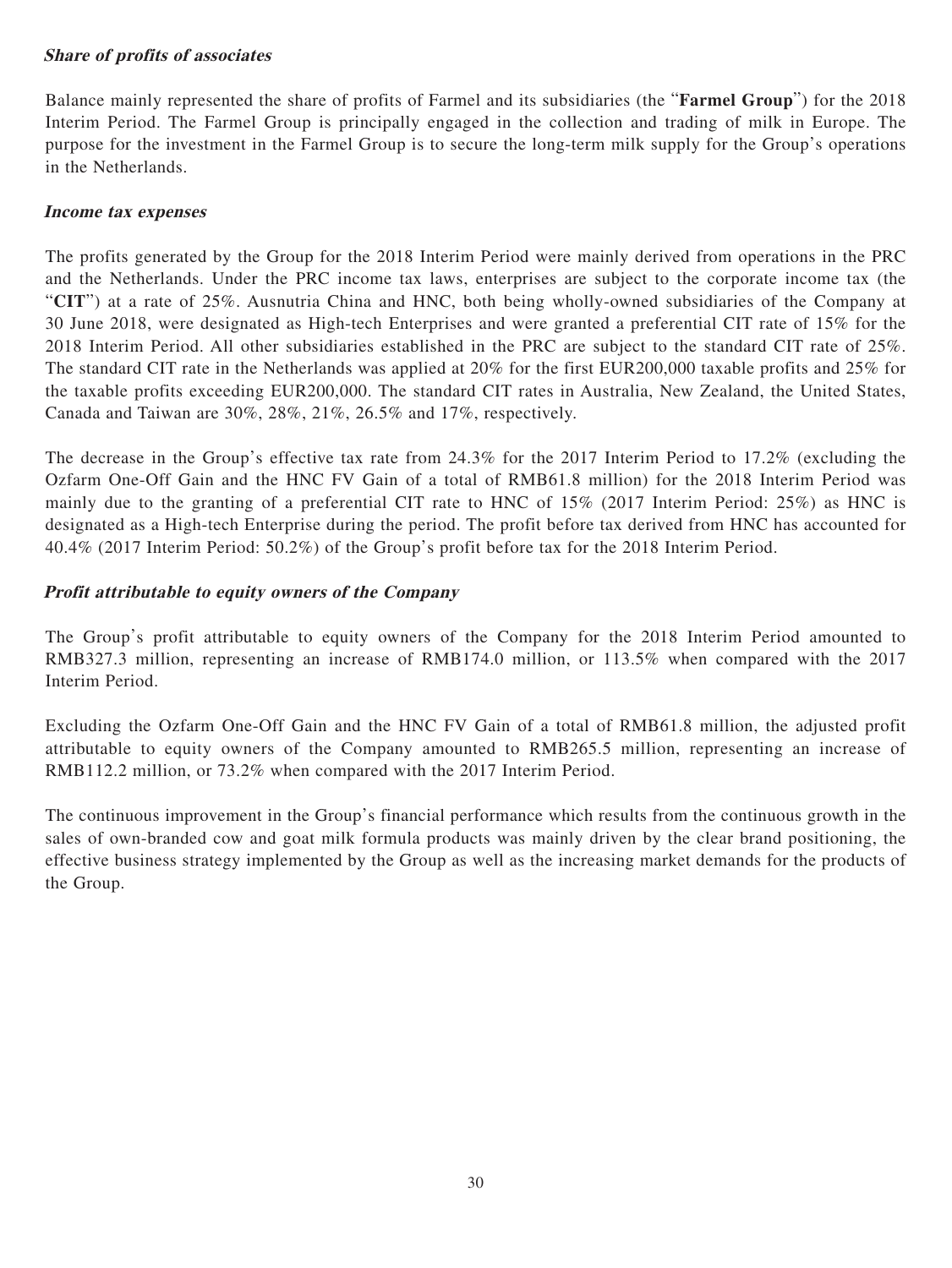### ***Share of profits of associates***

Balance mainly represented the share of profits of Farmel and its subsidiaries (the "**Farmel Group**") for the 2018 Interim Period. The Farmel Group is principally engaged in the collection and trading of milk in Europe. The purpose for the investment in the Farmel Group is to secure the long-term milk supply for the Group's operations in the Netherlands.

### ***Income tax expenses***

The profits generated by the Group for the 2018 Interim Period were mainly derived from operations in the PRC and the Netherlands. Under the PRC income tax laws, enterprises are subject to the corporate income tax (the "**CIT**") at a rate of 25%. Ausnutria China and HNC, both being wholly-owned subsidiaries of the Company at 30 June 2018, were designated as High-tech Enterprises and were granted a preferential CIT rate of 15% for the 2018 Interim Period. All other subsidiaries established in the PRC are subject to the standard CIT rate of 25%. The standard CIT rate in the Netherlands was applied at 20% for the first EUR200,000 taxable profits and 25% for the taxable profits exceeding EUR200,000. The standard CIT rates in Australia, New Zealand, the United States, Canada and Taiwan are 30%, 28%, 21%, 26.5% and 17%, respectively.

The decrease in the Group's effective tax rate from 24.3% for the 2017 Interim Period to 17.2% (excluding the Ozfarm One-Off Gain and the HNC FV Gain of a total of RMB61.8 million) for the 2018 Interim Period was mainly due to the granting of a preferential CIT rate to HNC of 15% (2017 Interim Period: 25%) as HNC is designated as a High-tech Enterprise during the period. The profit before tax derived from HNC has accounted for 40.4% (2017 Interim Period: 50.2%) of the Group's profit before tax for the 2018 Interim Period.

### ***Profit attributable to equity owners of the Company***

The Group's profit attributable to equity owners of the Company for the 2018 Interim Period amounted to RMB327.3 million, representing an increase of RMB174.0 million, or 113.5% when compared with the 2017 Interim Period.

Excluding the Ozfarm One-Off Gain and the HNC FV Gain of a total of RMB61.8 million, the adjusted profit attributable to equity owners of the Company amounted to RMB265.5 million, representing an increase of RMB112.2 million, or 73.2% when compared with the 2017 Interim Period.

The continuous improvement in the Group's financial performance which results from the continuous growth in the sales of own-branded cow and goat milk formula products was mainly driven by the clear brand positioning, the effective business strategy implemented by the Group as well as the increasing market demands for the products of the Group.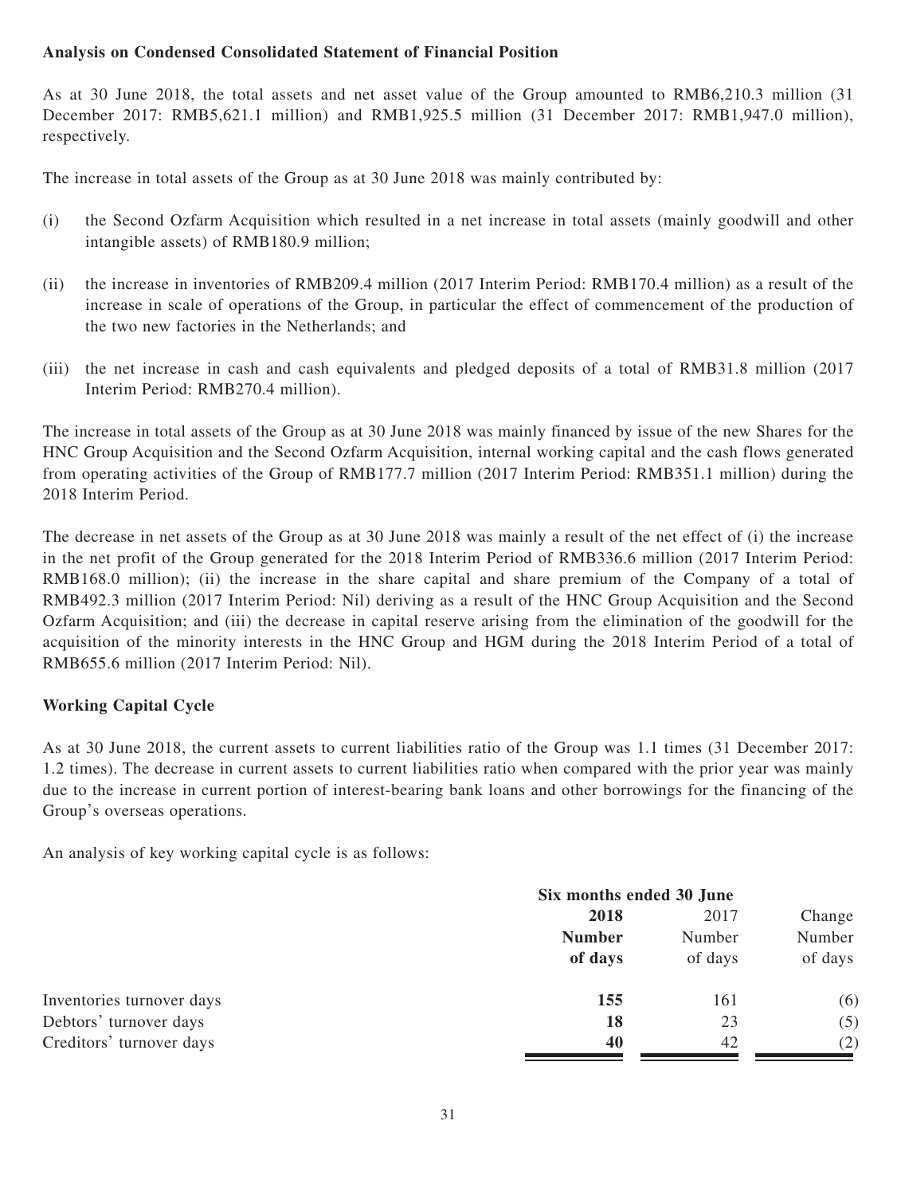**Analysis on Condensed Consolidated Statement of Financial Position**

As at 30 June 2018, the total assets and net asset value of the Group amounted to RMB6,210.3 million (31 December 2017: RMB5,621.1 million) and RMB1,925.5 million (31 December 2017: RMB1,947.0 million), respectively.

The increase in total assets of the Group as at 30 June 2018 was mainly contributed by:

(i) the Second Ozfarm Acquisition which resulted in a net increase in total assets (mainly goodwill and other intangible assets) of RMB180.9 million;

(ii) the increase in inventories of RMB209.4 million (2017 Interim Period: RMB170.4 million) as a result of the increase in scale of operations of the Group, in particular the effect of commencement of the production of the two new factories in the Netherlands; and

(iii) the net increase in cash and cash equivalents and pledged deposits of a total of RMB31.8 million (2017 Interim Period: RMB270.4 million).

The increase in total assets of the Group as at 30 June 2018 was mainly financed by issue of the new Shares for the HNC Group Acquisition and the Second Ozfarm Acquisition, internal working capital and the cash flows generated from operating activities of the Group of RMB177.7 million (2017 Interim Period: RMB351.1 million) during the 2018 Interim Period.

The decrease in net assets of the Group as at 30 June 2018 was mainly a result of the net effect of (i) the increase in the net profit of the Group generated for the 2018 Interim Period of RMB336.6 million (2017 Interim Period: RMB168.0 million); (ii) the increase in the share capital and share premium of the Company of a total of RMB492.3 million (2017 Interim Period: Nil) deriving as a result of the HNC Group Acquisition and the Second Ozfarm Acquisition; and (iii) the decrease in capital reserve arising from the elimination of the goodwill for the acquisition of the minority interests in the HNC Group and HGM during the 2018 Interim Period of a total of RMB655.6 million (2017 Interim Period: Nil).

**Working Capital Cycle**

As at 30 June 2018, the current assets to current liabilities ratio of the Group was 1.1 times (31 December 2017: 1.2 times). The decrease in current assets to current liabilities ratio when compared with the prior year was mainly due to the increase in current portion of interest-bearing bank loans and other borrowings for the financing of the Group's overseas operations.

An analysis of key working capital cycle is as follows:

| | Six months ended 30 June | | |
|---|---|---|---|
| | **2018** | 2017 | Change |
| | **Number of days** | Number of days | Number of days |
| Inventories turnover days | **155** | 161 | (6) |
| Debtors' turnover days | **18** | 23 | (5) |
| Creditors' turnover days | **40** | 42 | (2) |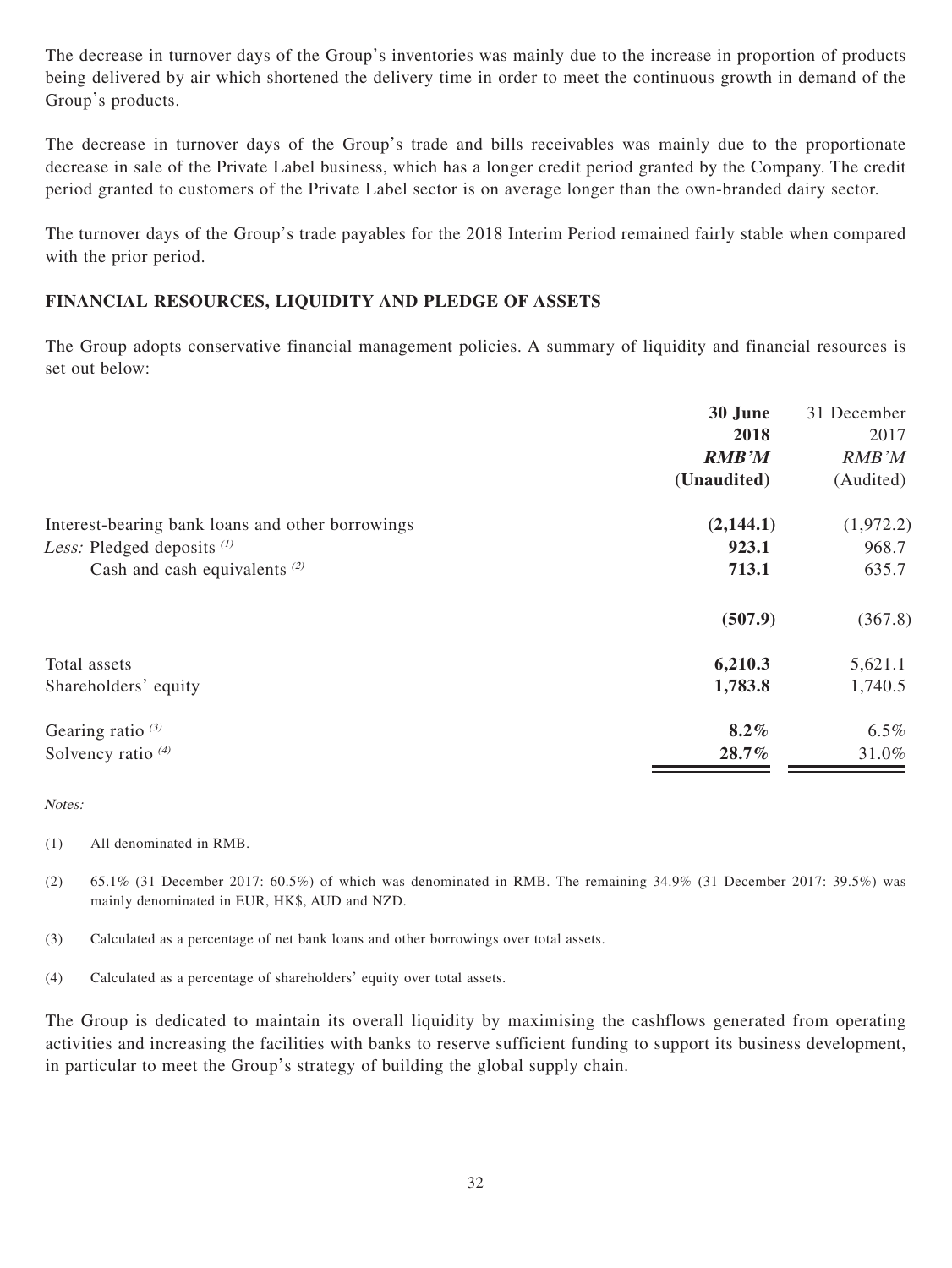The decrease in turnover days of the Group's inventories was mainly due to the increase in proportion of products being delivered by air which shortened the delivery time in order to meet the continuous growth in demand of the Group's products.

The decrease in turnover days of the Group's trade and bills receivables was mainly due to the proportionate decrease in sale of the Private Label business, which has a longer credit period granted by the Company. The credit period granted to customers of the Private Label sector is on average longer than the own-branded dairy sector.

The turnover days of the Group's trade payables for the 2018 Interim Period remained fairly stable when compared with the prior period.

## FINANCIAL RESOURCES, LIQUIDITY AND PLEDGE OF ASSETS

The Group adopts conservative financial management policies. A summary of liquidity and financial resources is set out below:

| | **30 June 2018 RMB'M (Unaudited)** | 31 December 2017 RMB'M (Audited) |
|---|---|---|
| Interest-bearing bank loans and other borrowings | **(2,144.1)** | (1,972.2) |
| *Less:* Pledged deposits [(1)] | **923.1** | 968.7 |
| Cash and cash equivalents [(2)] | **713.1** | 635.7 |
| | **(507.9)** | (367.8) |
| Total assets | **6,210.3** | 5,621.1 |
| Shareholders' equity | **1,783.8** | 1,740.5 |
| Gearing ratio [(3)] | **8.2%** | 6.5% |
| Solvency ratio [(4)] | **28.7%** | 31.0% |

*Notes:*

(1) All denominated in RMB.

(2) 65.1% (31 December 2017: 60.5%) of which was denominated in RMB. The remaining 34.9% (31 December 2017: 39.5%) was mainly denominated in EUR, HK$, AUD and NZD.

(3) Calculated as a percentage of net bank loans and other borrowings over total assets.

(4) Calculated as a percentage of shareholders' equity over total assets.

The Group is dedicated to maintain its overall liquidity by maximising the cashflows generated from operating activities and increasing the facilities with banks to reserve sufficient funding to support its business development, in particular to meet the Group's strategy of building the global supply chain.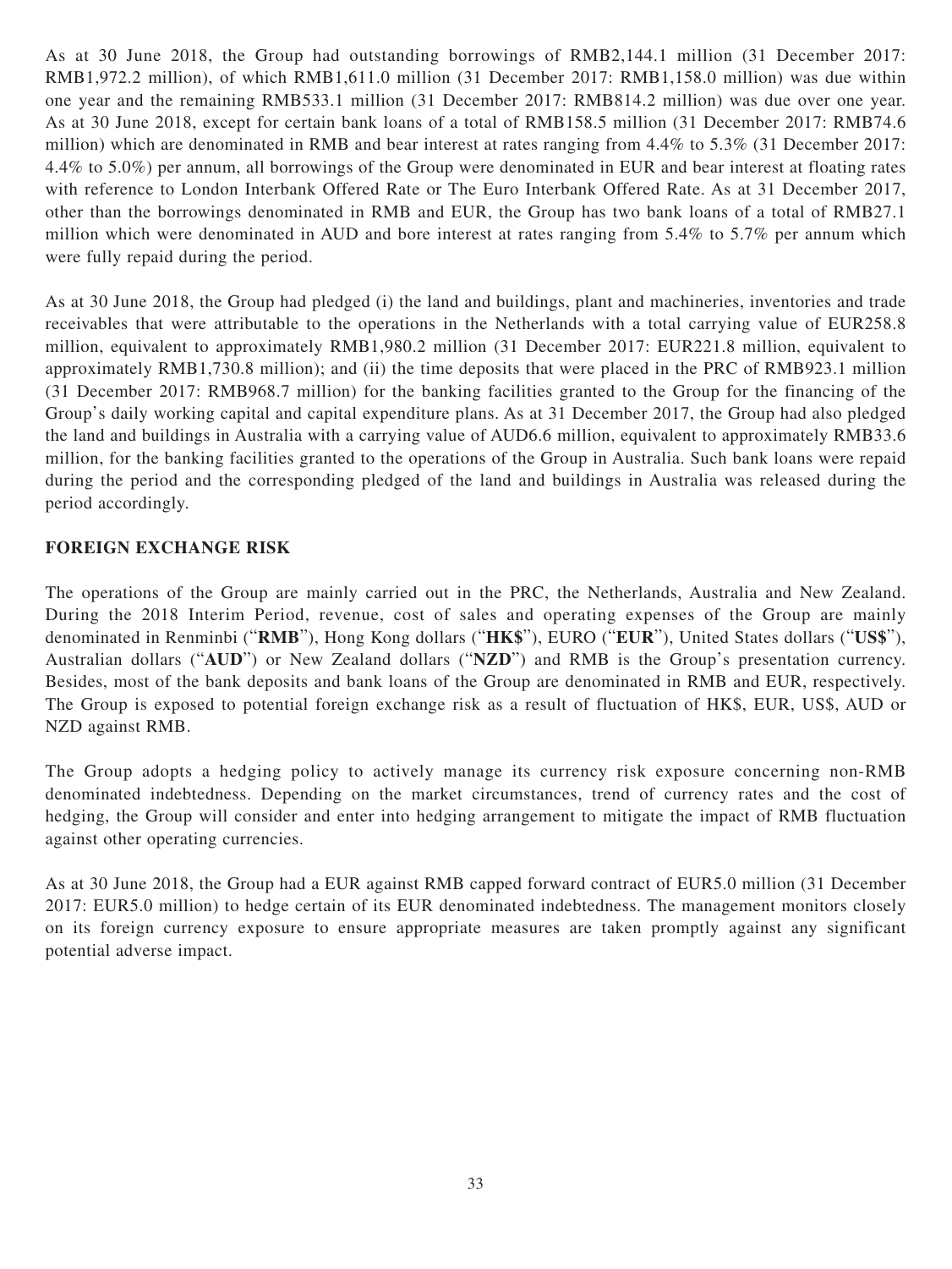As at 30 June 2018, the Group had outstanding borrowings of RMB2,144.1 million (31 December 2017: RMB1,972.2 million), of which RMB1,611.0 million (31 December 2017: RMB1,158.0 million) was due within one year and the remaining RMB533.1 million (31 December 2017: RMB814.2 million) was due over one year. As at 30 June 2018, except for certain bank loans of a total of RMB158.5 million (31 December 2017: RMB74.6 million) which are denominated in RMB and bear interest at rates ranging from 4.4% to 5.3% (31 December 2017: 4.4% to 5.0%) per annum, all borrowings of the Group were denominated in EUR and bear interest at floating rates with reference to London Interbank Offered Rate or The Euro Interbank Offered Rate. As at 31 December 2017, other than the borrowings denominated in RMB and EUR, the Group has two bank loans of a total of RMB27.1 million which were denominated in AUD and bore interest at rates ranging from 5.4% to 5.7% per annum which were fully repaid during the period.

As at 30 June 2018, the Group had pledged (i) the land and buildings, plant and machineries, inventories and trade receivables that were attributable to the operations in the Netherlands with a total carrying value of EUR258.8 million, equivalent to approximately RMB1,980.2 million (31 December 2017: EUR221.8 million, equivalent to approximately RMB1,730.8 million); and (ii) the time deposits that were placed in the PRC of RMB923.1 million (31 December 2017: RMB968.7 million) for the banking facilities granted to the Group for the financing of the Group's daily working capital and capital expenditure plans. As at 31 December 2017, the Group had also pledged the land and buildings in Australia with a carrying value of AUD6.6 million, equivalent to approximately RMB33.6 million, for the banking facilities granted to the operations of the Group in Australia. Such bank loans were repaid during the period and the corresponding pledged of the land and buildings in Australia was released during the period accordingly.

## FOREIGN EXCHANGE RISK

The operations of the Group are mainly carried out in the PRC, the Netherlands, Australia and New Zealand. During the 2018 Interim Period, revenue, cost of sales and operating expenses of the Group are mainly denominated in Renminbi ("**RMB**"), Hong Kong dollars ("**HK$**"), EURO ("**EUR**"), United States dollars ("**US$**"), Australian dollars ("**AUD**") or New Zealand dollars ("**NZD**") and RMB is the Group's presentation currency. Besides, most of the bank deposits and bank loans of the Group are denominated in RMB and EUR, respectively. The Group is exposed to potential foreign exchange risk as a result of fluctuation of HK$, EUR, US$, AUD or NZD against RMB.

The Group adopts a hedging policy to actively manage its currency risk exposure concerning non-RMB denominated indebtedness. Depending on the market circumstances, trend of currency rates and the cost of hedging, the Group will consider and enter into hedging arrangement to mitigate the impact of RMB fluctuation against other operating currencies.

As at 30 June 2018, the Group had a EUR against RMB capped forward contract of EUR5.0 million (31 December 2017: EUR5.0 million) to hedge certain of its EUR denominated indebtedness. The management monitors closely on its foreign currency exposure to ensure appropriate measures are taken promptly against any significant potential adverse impact.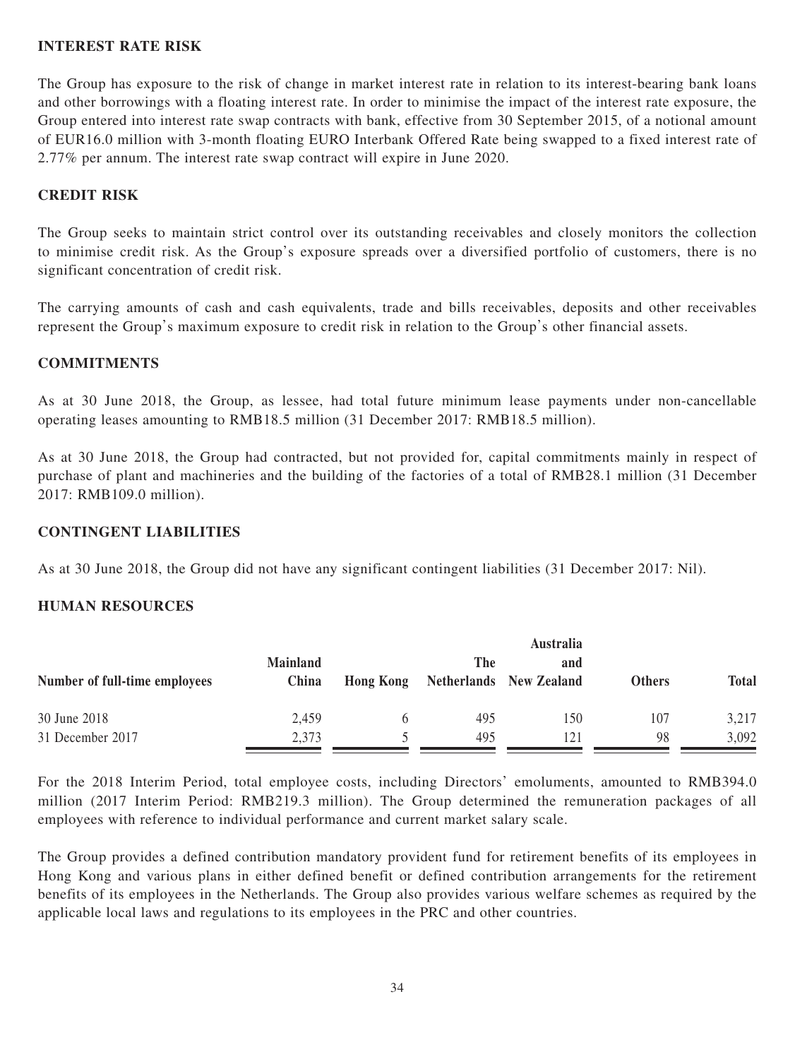## INTEREST RATE RISK

The Group has exposure to the risk of change in market interest rate in relation to its interest-bearing bank loans and other borrowings with a floating interest rate. In order to minimise the impact of the interest rate exposure, the Group entered into interest rate swap contracts with bank, effective from 30 September 2015, of a notional amount of EUR16.0 million with 3-month floating EURO Interbank Offered Rate being swapped to a fixed interest rate of 2.77% per annum. The interest rate swap contract will expire in June 2020.

## CREDIT RISK

The Group seeks to maintain strict control over its outstanding receivables and closely monitors the collection to minimise credit risk. As the Group's exposure spreads over a diversified portfolio of customers, there is no significant concentration of credit risk.

The carrying amounts of cash and cash equivalents, trade and bills receivables, deposits and other receivables represent the Group's maximum exposure to credit risk in relation to the Group's other financial assets.

## COMMITMENTS

As at 30 June 2018, the Group, as lessee, had total future minimum lease payments under non-cancellable operating leases amounting to RMB18.5 million (31 December 2017: RMB18.5 million).

As at 30 June 2018, the Group had contracted, but not provided for, capital commitments mainly in respect of purchase of plant and machineries and the building of the factories of a total of RMB28.1 million (31 December 2017: RMB109.0 million).

## CONTINGENT LIABILITIES

As at 30 June 2018, the Group did not have any significant contingent liabilities (31 December 2017: Nil).

## HUMAN RESOURCES

| Number of full-time employees | Mainland China | Hong Kong | The Netherlands | Australia and New Zealand | Others | Total |
|---|---|---|---|---|---|---|
| 30 June 2018 | 2,459 | 6 | 495 | 150 | 107 | 3,217 |
| 31 December 2017 | 2,373 | 5 | 495 | 121 | 98 | 3,092 |

For the 2018 Interim Period, total employee costs, including Directors' emoluments, amounted to RMB394.0 million (2017 Interim Period: RMB219.3 million). The Group determined the remuneration packages of all employees with reference to individual performance and current market salary scale.

The Group provides a defined contribution mandatory provident fund for retirement benefits of its employees in Hong Kong and various plans in either defined benefit or defined contribution arrangements for the retirement benefits of its employees in the Netherlands. The Group also provides various welfare schemes as required by the applicable local laws and regulations to its employees in the PRC and other countries.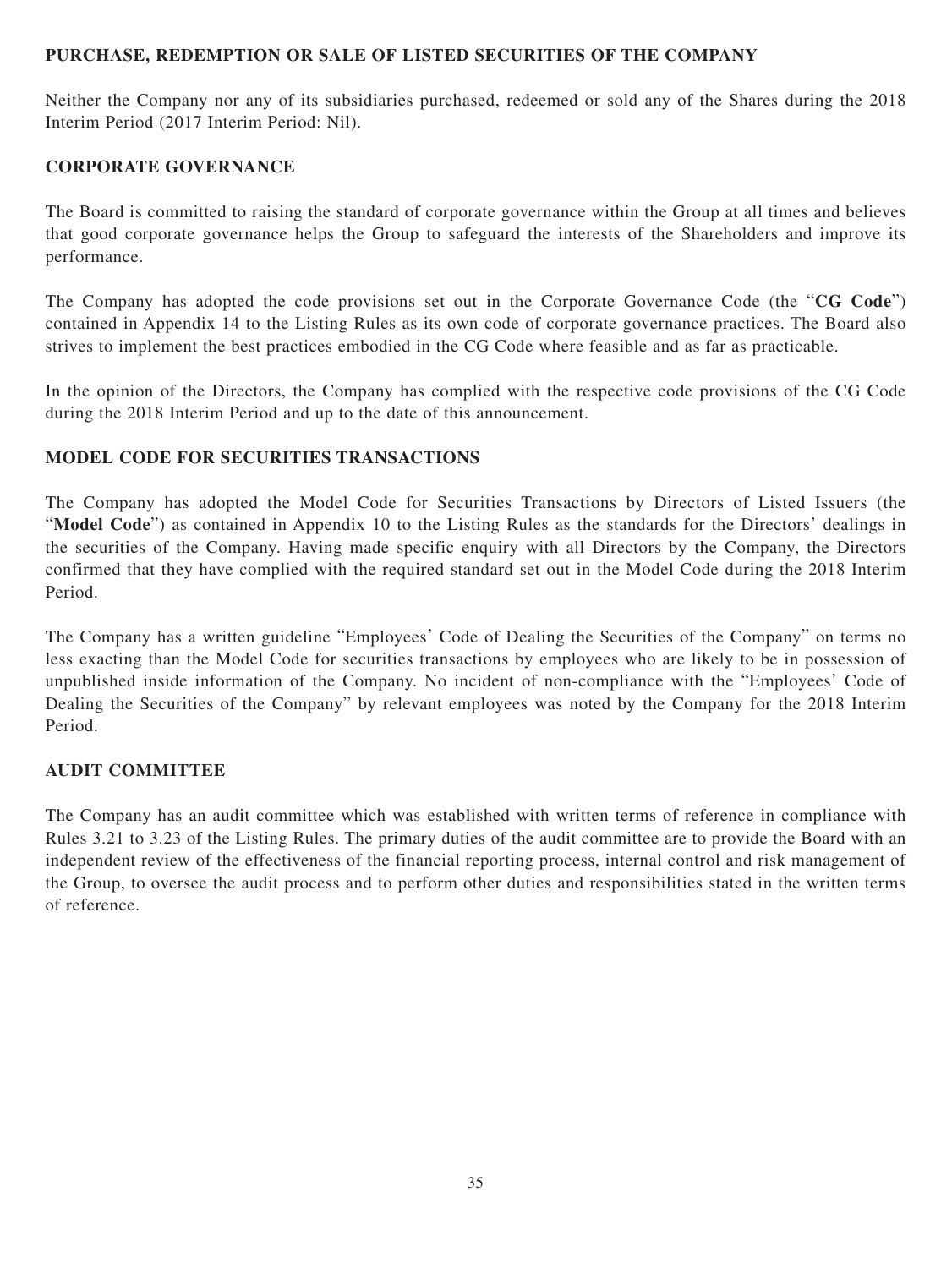## PURCHASE, REDEMPTION OR SALE OF LISTED SECURITIES OF THE COMPANY

Neither the Company nor any of its subsidiaries purchased, redeemed or sold any of the Shares during the 2018 Interim Period (2017 Interim Period: Nil).

## CORPORATE GOVERNANCE

The Board is committed to raising the standard of corporate governance within the Group at all times and believes that good corporate governance helps the Group to safeguard the interests of the Shareholders and improve its performance.

The Company has adopted the code provisions set out in the Corporate Governance Code (the "**CG Code**") contained in Appendix 14 to the Listing Rules as its own code of corporate governance practices. The Board also strives to implement the best practices embodied in the CG Code where feasible and as far as practicable.

In the opinion of the Directors, the Company has complied with the respective code provisions of the CG Code during the 2018 Interim Period and up to the date of this announcement.

## MODEL CODE FOR SECURITIES TRANSACTIONS

The Company has adopted the Model Code for Securities Transactions by Directors of Listed Issuers (the "**Model Code**") as contained in Appendix 10 to the Listing Rules as the standards for the Directors' dealings in the securities of the Company. Having made specific enquiry with all Directors by the Company, the Directors confirmed that they have complied with the required standard set out in the Model Code during the 2018 Interim Period.

The Company has a written guideline "Employees' Code of Dealing the Securities of the Company" on terms no less exacting than the Model Code for securities transactions by employees who are likely to be in possession of unpublished inside information of the Company. No incident of non-compliance with the "Employees' Code of Dealing the Securities of the Company" by relevant employees was noted by the Company for the 2018 Interim Period.

## AUDIT COMMITTEE

The Company has an audit committee which was established with written terms of reference in compliance with Rules 3.21 to 3.23 of the Listing Rules. The primary duties of the audit committee are to provide the Board with an independent review of the effectiveness of the financial reporting process, internal control and risk management of the Group, to oversee the audit process and to perform other duties and responsibilities stated in the written terms of reference.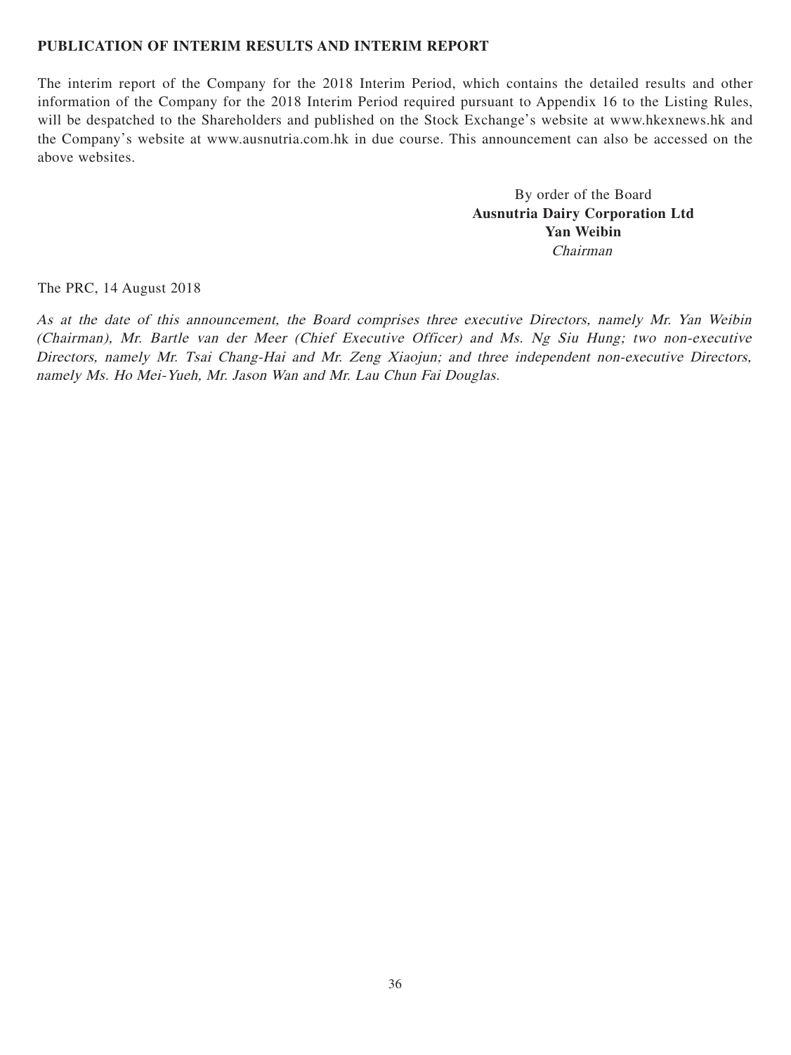**PUBLICATION OF INTERIM RESULTS AND INTERIM REPORT**

The interim report of the Company for the 2018 Interim Period, which contains the detailed results and other information of the Company for the 2018 Interim Period required pursuant to Appendix 16 to the Listing Rules, will be despatched to the Shareholders and published on the Stock Exchange's website at www.hkexnews.hk and the Company's website at www.ausnutria.com.hk in due course. This announcement can also be accessed on the above websites.

By order of the Board
**Ausnutria Dairy Corporation Ltd**
**Yan Weibin**
*Chairman*

The PRC, 14 August 2018

*As at the date of this announcement, the Board comprises three executive Directors, namely Mr. Yan Weibin (Chairman), Mr. Bartle van der Meer (Chief Executive Officer) and Ms. Ng Siu Hung; two non-executive Directors, namely Mr. Tsai Chang-Hai and Mr. Zeng Xiaojun; and three independent non-executive Directors, namely Ms. Ho Mei-Yueh, Mr. Jason Wan and Mr. Lau Chun Fai Douglas.*